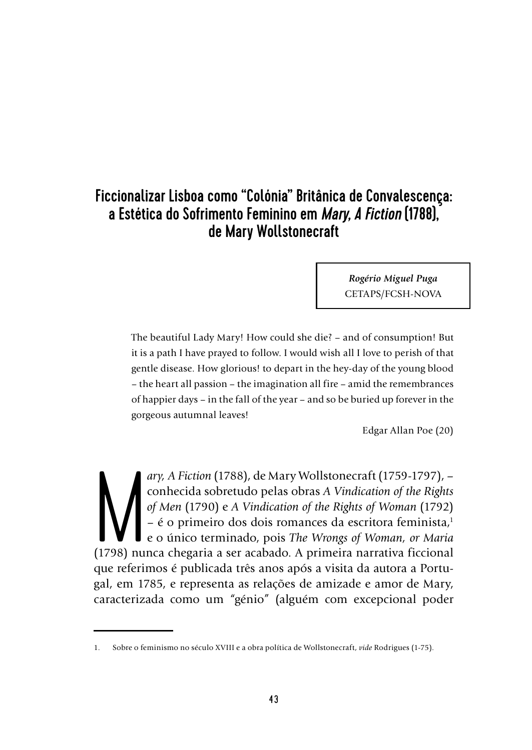# Ficcionalizar Lisboa como "Colónia" Britânica de Convalescença: a Estética do Sofrimento Feminino em *Mary, A Fiction* (1788), de Mary Wollstonecraft

***Rogério Miguel Puga***
CETAPS/FCSH-NOVA

> The beautiful Lady Mary! How could she die? – and of consumption! But it is a path I have prayed to follow. I would wish all I love to perish of that gentle disease. How glorious! to depart in the hey-day of the young blood – the heart all passion – the imagination all fire – amid the remembrances of happier days – in the fall of the year – and so be buried up forever in the gorgeous autumnal leaves!
>
> Edgar Allan Poe (20)

*Mary, A Fiction* (1788), de Mary Wollstonecraft (1759-1797), – conhecida sobretudo pelas obras *A Vindication of the Rights of Men* (1790) e *A Vindication of the Rights of Woman* (1792) – é o primeiro dos dois romances da escritora feminista,[1] e o único terminado, pois *The Wrongs of Woman, or Maria* (1798) nunca chegaria a ser acabado. A primeira narrativa ficcional que referimos é publicada três anos após a visita da autora a Portugal, em 1785, e representa as relações de amizade e amor de Mary, caracterizada como um "génio" (alguém com excepcional poder

1. Sobre o feminismo no século XVIII e a obra política de Wollstonecraft, *vide* Rodrigues (1-75).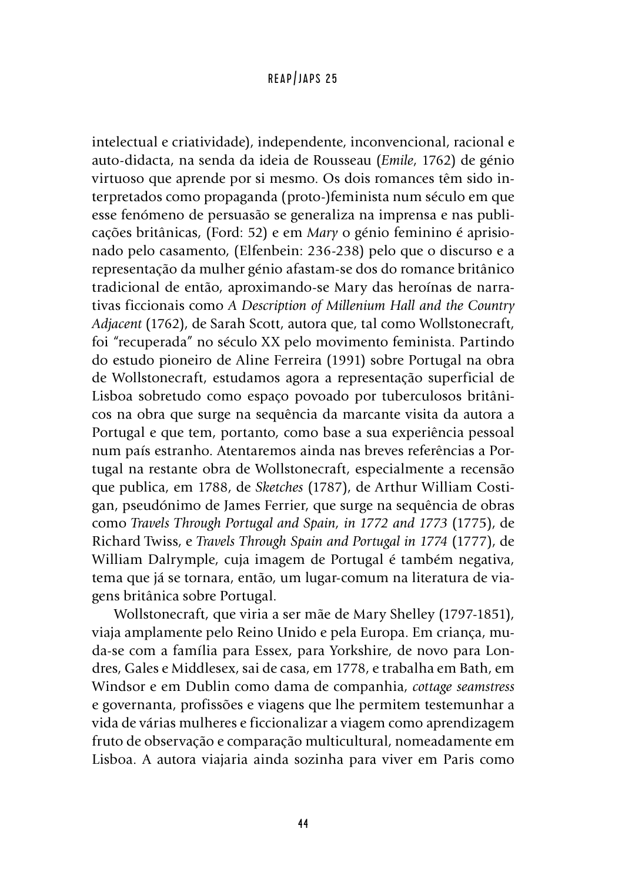intelectual e criatividade), independente, inconvencional, racional e auto-didacta, na senda da ideia de Rousseau (*Emile*, 1762) de génio virtuoso que aprende por si mesmo. Os dois romances têm sido interpretados como propaganda (proto-)feminista num século em que esse fenómeno de persuasão se generaliza na imprensa e nas publicações britânicas, (Ford: 52) e em *Mary* o génio feminino é aprisionado pelo casamento, (Elfenbein: 236-238) pelo que o discurso e a representação da mulher génio afastam-se dos do romance britânico tradicional de então, aproximando-se Mary das heroínas de narrativas ficcionais como *A Description of Millenium Hall and the Country Adjacent* (1762), de Sarah Scott, autora que, tal como Wollstonecraft, foi "recuperada" no século XX pelo movimento feminista. Partindo do estudo pioneiro de Aline Ferreira (1991) sobre Portugal na obra de Wollstonecraft, estudamos agora a representação superficial de Lisboa sobretudo como espaço povoado por tuberculosos britânicos na obra que surge na sequência da marcante visita da autora a Portugal e que tem, portanto, como base a sua experiência pessoal num país estranho. Atentaremos ainda nas breves referências a Portugal na restante obra de Wollstonecraft, especialmente a recensão que publica, em 1788, de *Sketches* (1787), de Arthur William Costigan, pseudónimo de James Ferrier, que surge na sequência de obras como *Travels Through Portugal and Spain, in 1772 and 1773* (1775), de Richard Twiss, e *Travels Through Spain and Portugal in 1774* (1777), de William Dalrymple, cuja imagem de Portugal é também negativa, tema que já se tornara, então, um lugar-comum na literatura de viagens britânica sobre Portugal.

Wollstonecraft, que viria a ser mãe de Mary Shelley (1797-1851), viaja amplamente pelo Reino Unido e pela Europa. Em criança, muda-se com a família para Essex, para Yorkshire, de novo para Londres, Gales e Middlesex, sai de casa, em 1778, e trabalha em Bath, em Windsor e em Dublin como dama de companhia, *cottage seamstress* e governanta, profissões e viagens que lhe permitem testemunhar a vida de várias mulheres e ficcionalizar a viagem como aprendizagem fruto de observação e comparação multicultural, nomeadamente em Lisboa. A autora viajaria ainda sozinha para viver em Paris como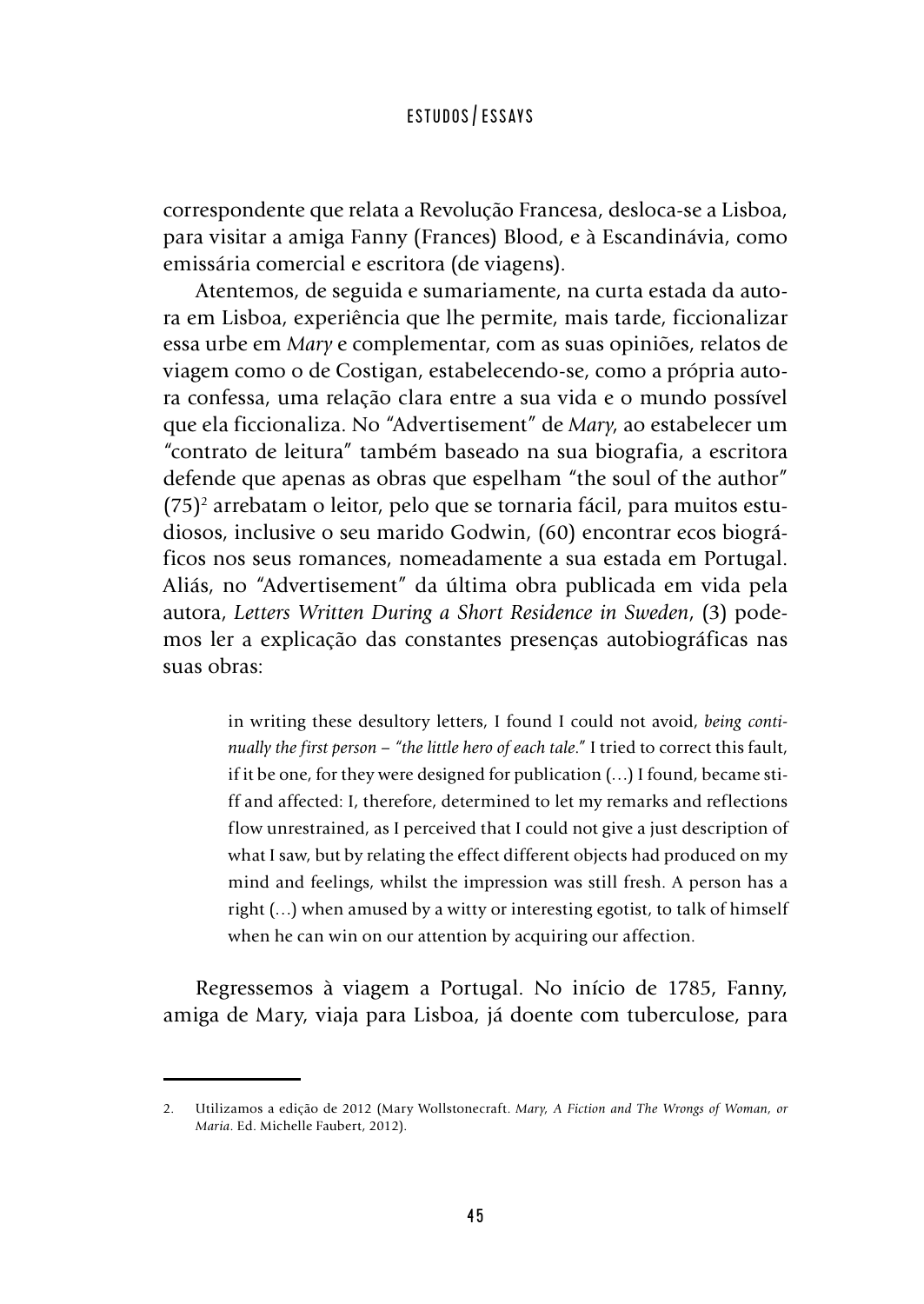correspondente que relata a Revolução Francesa, desloca-se a Lisboa, para visitar a amiga Fanny (Frances) Blood, e à Escandinávia, como emissária comercial e escritora (de viagens).

Atentemos, de seguida e sumariamente, na curta estada da autora em Lisboa, experiência que lhe permite, mais tarde, ficcionalizar essa urbe em *Mary* e complementar, com as suas opiniões, relatos de viagem como o de Costigan, estabelecendo-se, como a própria autora confessa, uma relação clara entre a sua vida e o mundo possível que ela ficcionaliza. No "Advertisement" de *Mary*, ao estabelecer um "contrato de leitura" também baseado na sua biografia, a escritora defende que apenas as obras que espelham "the soul of the author" (75)[2] arrebatam o leitor, pelo que se tornaria fácil, para muitos estudiosos, inclusive o seu marido Godwin, (60) encontrar ecos biográficos nos seus romances, nomeadamente a sua estada em Portugal. Aliás, no "Advertisement" da última obra publicada em vida pela autora, *Letters Written During a Short Residence in Sweden*, (3) podemos ler a explicação das constantes presenças autobiográficas nas suas obras:

> in writing these desultory letters, I found I could not avoid, *being continually the first person – "the little hero of each tale*." I tried to correct this fault, if it be one, for they were designed for publication (…) I found, became stiff and affected: I, therefore, determined to let my remarks and reflections flow unrestrained, as I perceived that I could not give a just description of what I saw, but by relating the effect different objects had produced on my mind and feelings, whilst the impression was still fresh. A person has a right (…) when amused by a witty or interesting egotist, to talk of himself when he can win on our attention by acquiring our affection.

Regressemos à viagem a Portugal. No início de 1785, Fanny, amiga de Mary, viaja para Lisboa, já doente com tuberculose, para

---

2. Utilizamos a edição de 2012 (Mary Wollstonecraft. *Mary, A Fiction and The Wrongs of Woman, or Maria*. Ed. Michelle Faubert, 2012).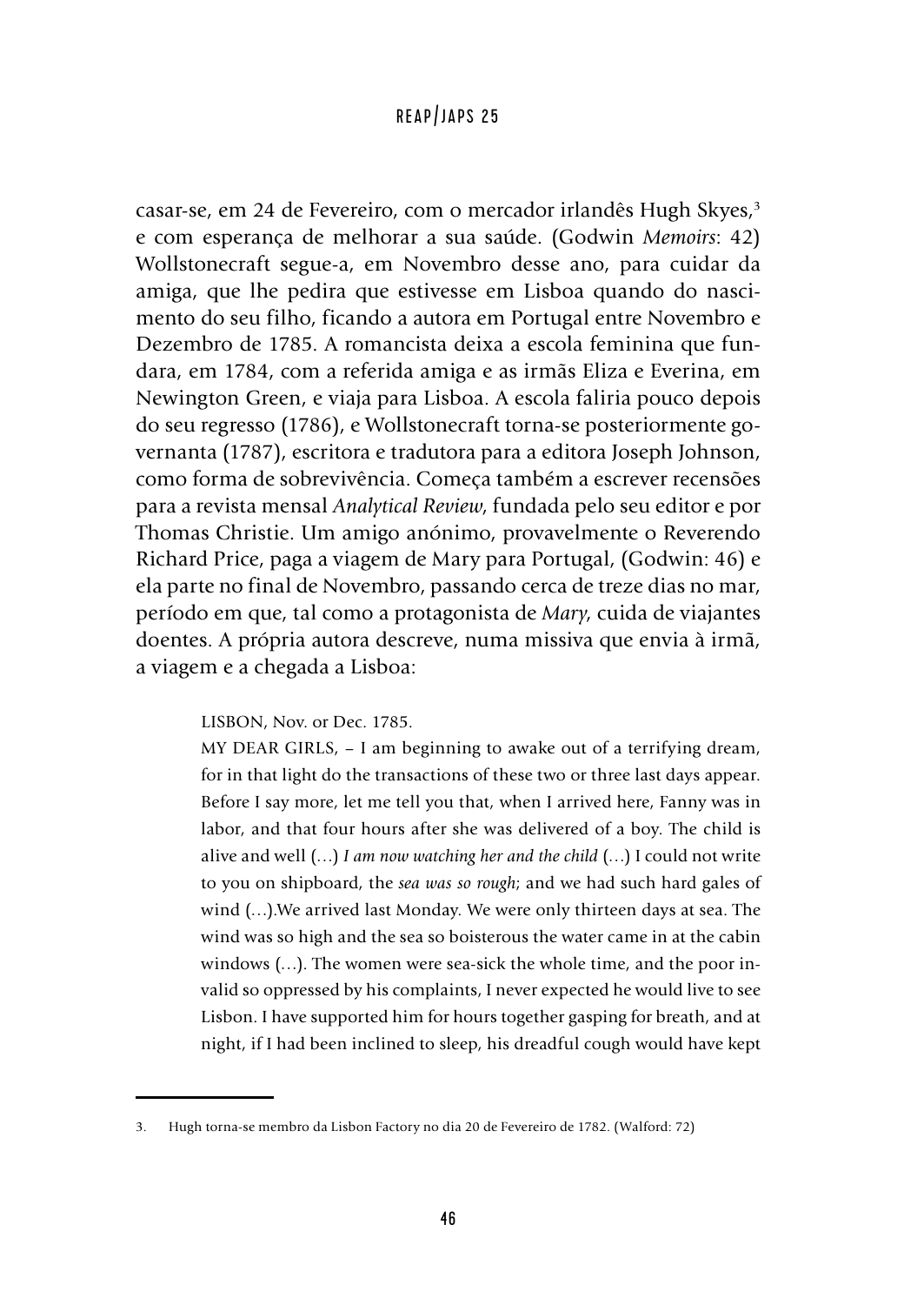casar-se, em 24 de Fevereiro, com o mercador irlandês Hugh Skyes,[3] e com esperança de melhorar a sua saúde. (Godwin *Memoirs*: 42) Wollstonecraft segue-a, em Novembro desse ano, para cuidar da amiga, que lhe pedira que estivesse em Lisboa quando do nascimento do seu filho, ficando a autora em Portugal entre Novembro e Dezembro de 1785. A romancista deixa a escola feminina que fundara, em 1784, com a referida amiga e as irmãs Eliza e Everina, em Newington Green, e viaja para Lisboa. A escola faliria pouco depois do seu regresso (1786), e Wollstonecraft torna-se posteriormente governanta (1787), escritora e tradutora para a editora Joseph Johnson, como forma de sobrevivência. Começa também a escrever recensões para a revista mensal *Analytical Review*, fundada pelo seu editor e por Thomas Christie. Um amigo anónimo, provavelmente o Reverendo Richard Price, paga a viagem de Mary para Portugal, (Godwin: 46) e ela parte no final de Novembro, passando cerca de treze dias no mar, período em que, tal como a protagonista de *Mary*, cuida de viajantes doentes. A própria autora descreve, numa missiva que envia à irmã, a viagem e a chegada a Lisboa:

> LISBON, Nov. or Dec. 1785.
>
> MY DEAR GIRLS, – I am beginning to awake out of a terrifying dream, for in that light do the transactions of these two or three last days appear. Before I say more, let me tell you that, when I arrived here, Fanny was in labor, and that four hours after she was delivered of a boy. The child is alive and well (…) *I am now watching her and the child* (…) I could not write to you on shipboard, the *sea was so rough*; and we had such hard gales of wind (…).We arrived last Monday. We were only thirteen days at sea. The wind was so high and the sea so boisterous the water came in at the cabin windows (…). The women were sea-sick the whole time, and the poor invalid so oppressed by his complaints, I never expected he would live to see Lisbon. I have supported him for hours together gasping for breath, and at night, if I had been inclined to sleep, his dreadful cough would have kept

---

3. Hugh torna-se membro da Lisbon Factory no dia 20 de Fevereiro de 1782. (Walford: 72)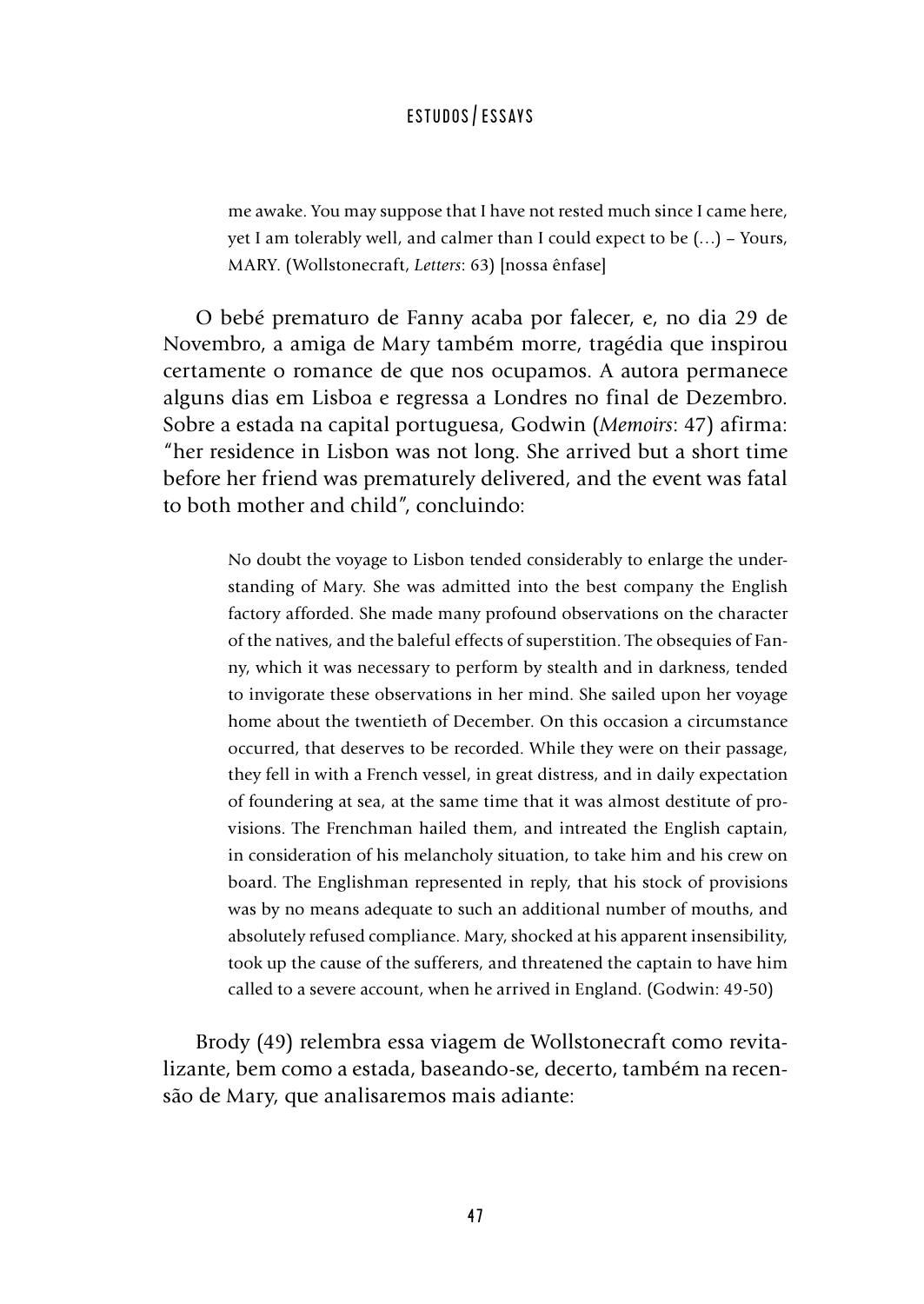> me awake. You may suppose that I have not rested much since I came here, yet I am tolerably well, and calmer than I could expect to be (…) – Yours, MARY. (Wollstonecraft, *Letters*: 63) [nossa ênfase]

O bebé prematuro de Fanny acaba por falecer, e, no dia 29 de Novembro, a amiga de Mary também morre, tragédia que inspirou certamente o romance de que nos ocupamos. A autora permanece alguns dias em Lisboa e regressa a Londres no final de Dezembro. Sobre a estada na capital portuguesa, Godwin (*Memoirs*: 47) afirma: "her residence in Lisbon was not long. She arrived but a short time before her friend was prematurely delivered, and the event was fatal to both mother and child", concluindo:

> No doubt the voyage to Lisbon tended considerably to enlarge the understanding of Mary. She was admitted into the best company the English factory afforded. She made many profound observations on the character of the natives, and the baleful effects of superstition. The obsequies of Fanny, which it was necessary to perform by stealth and in darkness, tended to invigorate these observations in her mind. She sailed upon her voyage home about the twentieth of December. On this occasion a circumstance occurred, that deserves to be recorded. While they were on their passage, they fell in with a French vessel, in great distress, and in daily expectation of foundering at sea, at the same time that it was almost destitute of provisions. The Frenchman hailed them, and intreated the English captain, in consideration of his melancholy situation, to take him and his crew on board. The Englishman represented in reply, that his stock of provisions was by no means adequate to such an additional number of mouths, and absolutely refused compliance. Mary, shocked at his apparent insensibility, took up the cause of the sufferers, and threatened the captain to have him called to a severe account, when he arrived in England. (Godwin: 49-50)

Brody (49) relembra essa viagem de Wollstonecraft como revitalizante, bem como a estada, baseando-se, decerto, também na recensão de Mary, que analisaremos mais adiante: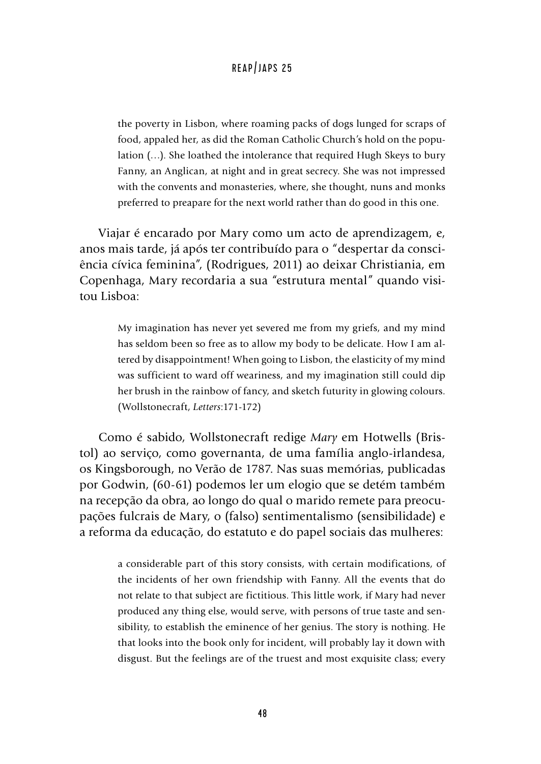> the poverty in Lisbon, where roaming packs of dogs lunged for scraps of food, appaled her, as did the Roman Catholic Church's hold on the population (…). She loathed the intolerance that required Hugh Skeys to bury Fanny, an Anglican, at night and in great secrecy. She was not impressed with the convents and monasteries, where, she thought, nuns and monks preferred to preapare for the next world rather than do good in this one.

Viajar é encarado por Mary como um acto de aprendizagem, e, anos mais tarde, já após ter contribuído para o "despertar da consciência cívica feminina", (Rodrigues, 2011) ao deixar Christiania, em Copenhaga, Mary recordaria a sua "estrutura mental" quando visitou Lisboa:

> My imagination has never yet severed me from my griefs, and my mind has seldom been so free as to allow my body to be delicate. How I am altered by disappointment! When going to Lisbon, the elasticity of my mind was sufficient to ward off weariness, and my imagination still could dip her brush in the rainbow of fancy, and sketch futurity in glowing colours. (Wollstonecraft, *Letters*:171-172)

Como é sabido, Wollstonecraft redige *Mary* em Hotwells (Bristol) ao serviço, como governanta, de uma família anglo-irlandesa, os Kingsborough, no Verão de 1787. Nas suas memórias, publicadas por Godwin, (60-61) podemos ler um elogio que se detém também na recepção da obra, ao longo do qual o marido remete para preocupações fulcrais de Mary, o (falso) sentimentalismo (sensibilidade) e a reforma da educação, do estatuto e do papel sociais das mulheres:

> a considerable part of this story consists, with certain modifications, of the incidents of her own friendship with Fanny. All the events that do not relate to that subject are fictitious. This little work, if Mary had never produced any thing else, would serve, with persons of true taste and sensibility, to establish the eminence of her genius. The story is nothing. He that looks into the book only for incident, will probably lay it down with disgust. But the feelings are of the truest and most exquisite class; every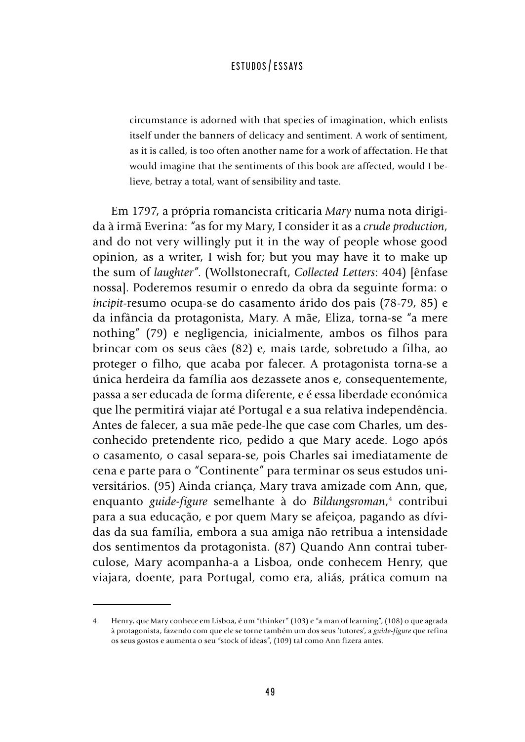> circumstance is adorned with that species of imagination, which enlists itself under the banners of delicacy and sentiment. A work of sentiment, as it is called, is too often another name for a work of affectation. He that would imagine that the sentiments of this book are affected, would I believe, betray a total, want of sensibility and taste.

Em 1797, a própria romancista criticaria *Mary* numa nota dirigida à irmã Everina: "as for my Mary, I consider it as a *crude production*, and do not very willingly put it in the way of people whose good opinion, as a writer, I wish for; but you may have it to make up the sum of *laughter*". (Wollstonecraft, *Collected Letters*: 404) [ênfase nossa]. Poderemos resumir o enredo da obra da seguinte forma: o *incipit*-resumo ocupa-se do casamento árido dos pais (78-79, 85) e da infância da protagonista, Mary. A mãe, Eliza, torna-se "a mere nothing" (79) e negligencia, inicialmente, ambos os filhos para brincar com os seus cães (82) e, mais tarde, sobretudo a filha, ao proteger o filho, que acaba por falecer. A protagonista torna-se a única herdeira da família aos dezassete anos e, consequentemente, passa a ser educada de forma diferente, e é essa liberdade económica que lhe permitirá viajar até Portugal e a sua relativa independência. Antes de falecer, a sua mãe pede-lhe que case com Charles, um desconhecido pretendente rico, pedido a que Mary acede. Logo após o casamento, o casal separa-se, pois Charles sai imediatamente de cena e parte para o "Continente" para terminar os seus estudos universitários. (95) Ainda criança, Mary trava amizade com Ann, que, enquanto *guide-figure* semelhante à do *Bildungsroman*,[4] contribui para a sua educação, e por quem Mary se afeiçoa, pagando as dívidas da sua família, embora a sua amiga não retribua a intensidade dos sentimentos da protagonista. (87) Quando Ann contrai tuberculose, Mary acompanha-a a Lisboa, onde conhecem Henry, que viajara, doente, para Portugal, como era, aliás, prática comum na

4. Henry, que Mary conhece em Lisboa, é um "thinker" (103) e "a man of learning", (108) o que agrada à protagonista, fazendo com que ele se torne também um dos seus 'tutores', a *guide-figure* que refina os seus gostos e aumenta o seu "stock of ideas", (109) tal como Ann fizera antes.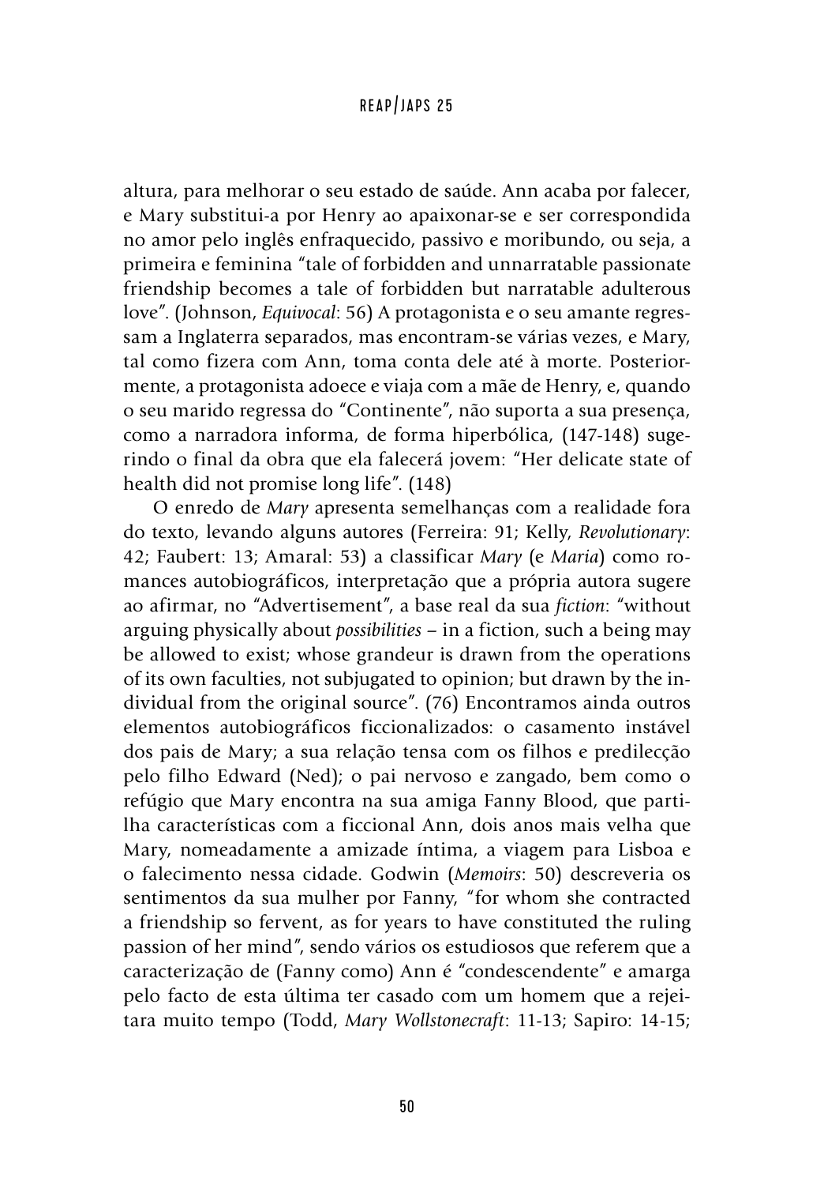altura, para melhorar o seu estado de saúde. Ann acaba por falecer, e Mary substitui-a por Henry ao apaixonar-se e ser correspondida no amor pelo inglês enfraquecido, passivo e moribundo, ou seja, a primeira e feminina "tale of forbidden and unnarratable passionate friendship becomes a tale of forbidden but narratable adulterous love". (Johnson, *Equivocal*: 56) A protagonista e o seu amante regressam a Inglaterra separados, mas encontram-se várias vezes, e Mary, tal como fizera com Ann, toma conta dele até à morte. Posteriormente, a protagonista adoece e viaja com a mãe de Henry, e, quando o seu marido regressa do "Continente", não suporta a sua presença, como a narradora informa, de forma hiperbólica, (147-148) sugerindo o final da obra que ela falecerá jovem: "Her delicate state of health did not promise long life". (148)

O enredo de *Mary* apresenta semelhanças com a realidade fora do texto, levando alguns autores (Ferreira: 91; Kelly, *Revolutionary*: 42; Faubert: 13; Amaral: 53) a classificar *Mary* (e *Maria*) como romances autobiográficos, interpretação que a própria autora sugere ao afirmar, no "Advertisement", a base real da sua *fiction*: "without arguing physically about *possibilities* – in a fiction, such a being may be allowed to exist; whose grandeur is drawn from the operations of its own faculties, not subjugated to opinion; but drawn by the individual from the original source". (76) Encontramos ainda outros elementos autobiográficos ficcionalizados: o casamento instável dos pais de Mary; a sua relação tensa com os filhos e predilecção pelo filho Edward (Ned); o pai nervoso e zangado, bem como o refúgio que Mary encontra na sua amiga Fanny Blood, que partilha características com a ficcional Ann, dois anos mais velha que Mary, nomeadamente a amizade íntima, a viagem para Lisboa e o falecimento nessa cidade. Godwin (*Memoirs*: 50) descreveria os sentimentos da sua mulher por Fanny, "for whom she contracted a friendship so fervent, as for years to have constituted the ruling passion of her mind", sendo vários os estudiosos que referem que a caracterização de (Fanny como) Ann é "condescendente" e amarga pelo facto de esta última ter casado com um homem que a rejeitara muito tempo (Todd, *Mary Wollstonecraft*: 11-13; Sapiro: 14-15;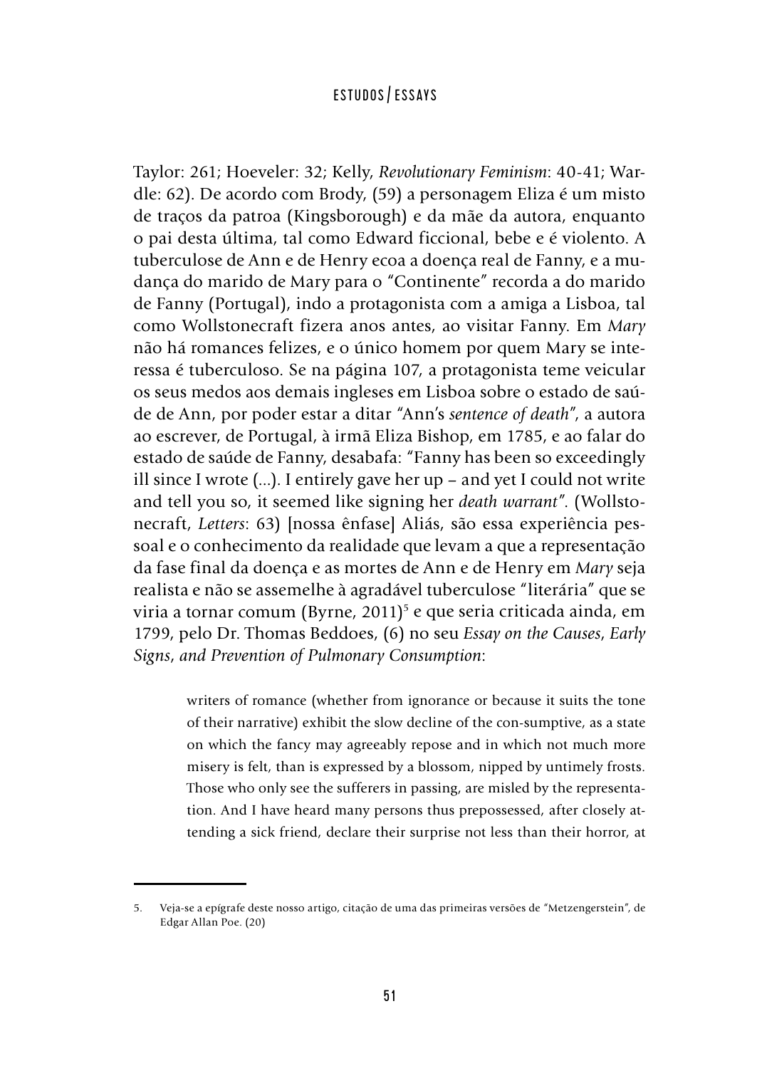Taylor: 261; Hoeveler: 32; Kelly, *Revolutionary Feminism*: 40-41; Wardle: 62). De acordo com Brody, (59) a personagem Eliza é um misto de traços da patroa (Kingsborough) e da mãe da autora, enquanto o pai desta última, tal como Edward ficcional, bebe e é violento. A tuberculose de Ann e de Henry ecoa a doença real de Fanny, e a mudança do marido de Mary para o "Continente" recorda a do marido de Fanny (Portugal), indo a protagonista com a amiga a Lisboa, tal como Wollstonecraft fizera anos antes, ao visitar Fanny. Em *Mary* não há romances felizes, e o único homem por quem Mary se interessa é tuberculoso. Se na página 107, a protagonista teme veicular os seus medos aos demais ingleses em Lisboa sobre o estado de saúde de Ann, por poder estar a ditar "Ann's *sentence of death*", a autora ao escrever, de Portugal, à irmã Eliza Bishop, em 1785, e ao falar do estado de saúde de Fanny, desabafa: "Fanny has been so exceedingly ill since I wrote (...). I entirely gave her up – and yet I could not write and tell you so, it seemed like signing her *death warrant*". (Wollstonecraft, *Letters*: 63) [nossa ênfase] Aliás, são essa experiência pessoal e o conhecimento da realidade que levam a que a representação da fase final da doença e as mortes de Ann e de Henry em *Mary* seja realista e não se assemelhe à agradável tuberculose "literária" que se viria a tornar comum (Byrne, 2011)[5] e que seria criticada ainda, em 1799, pelo Dr. Thomas Beddoes, (6) no seu *Essay on the Causes, Early Signs, and Prevention of Pulmonary Consumption*:

> writers of romance (whether from ignorance or because it suits the tone of their narrative) exhibit the slow decline of the con-sumptive, as a state on which the fancy may agreeably repose and in which not much more misery is felt, than is expressed by a blossom, nipped by untimely frosts. Those who only see the sufferers in passing, are misled by the representation. And I have heard many persons thus prepossessed, after closely attending a sick friend, declare their surprise not less than their horror, at

5. Veja-se a epígrafe deste nosso artigo, citação de uma das primeiras versões de "Metzengerstein", de Edgar Allan Poe. (20)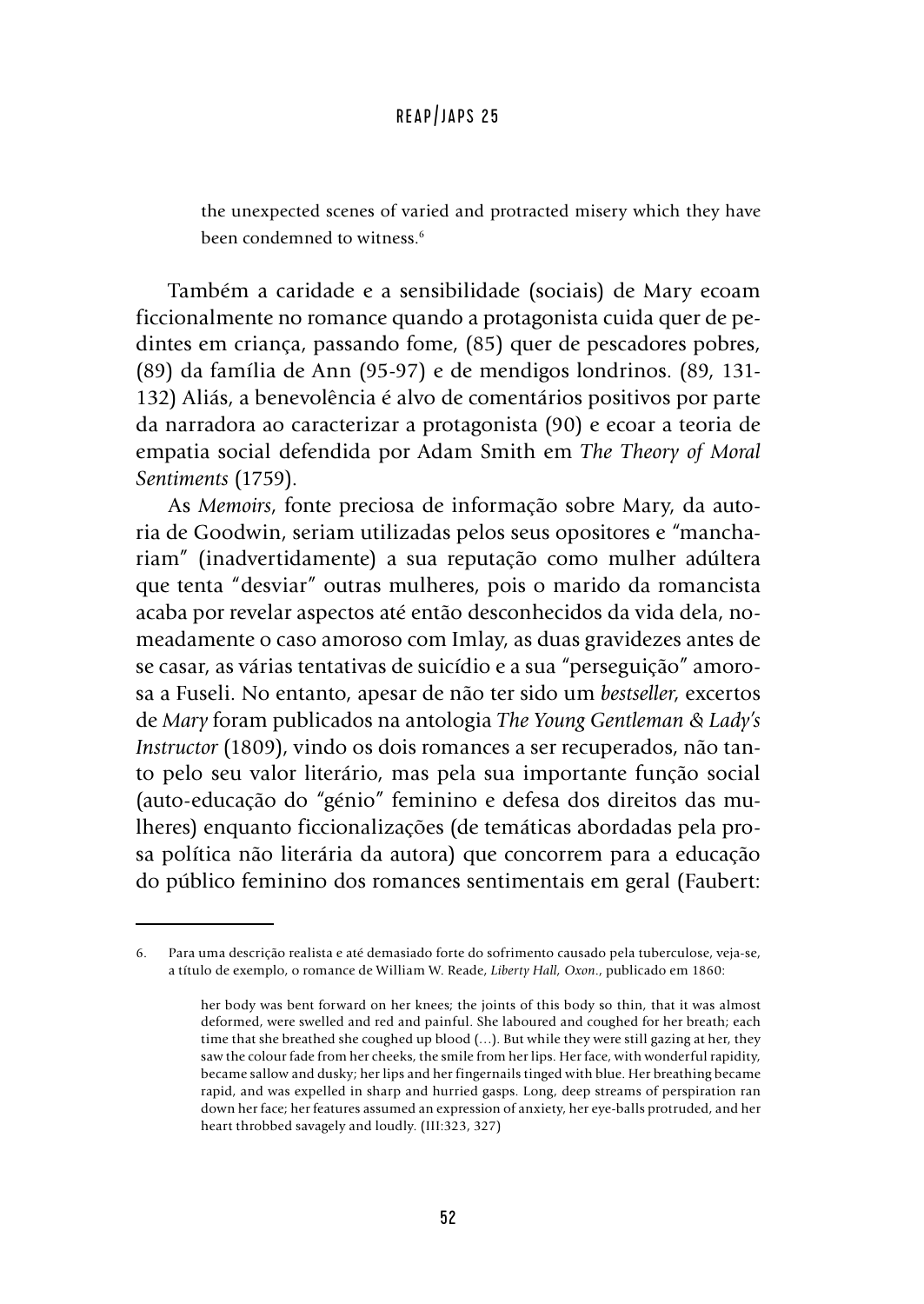> the unexpected scenes of varied and protracted misery which they have been condemned to witness.[6]

Também a caridade e a sensibilidade (sociais) de Mary ecoam ficcionalmente no romance quando a protagonista cuida quer de pedintes em criança, passando fome, (85) quer de pescadores pobres, (89) da família de Ann (95-97) e de mendigos londrinos. (89, 131-132) Aliás, a benevolência é alvo de comentários positivos por parte da narradora ao caracterizar a protagonista (90) e ecoar a teoria de empatia social defendida por Adam Smith em *The Theory of Moral Sentiments* (1759).

As *Memoirs*, fonte preciosa de informação sobre Mary, da autoria de Goodwin, seriam utilizadas pelos seus opositores e "manchariam" (inadvertidamente) a sua reputação como mulher adúltera que tenta "desviar" outras mulheres, pois o marido da romancista acaba por revelar aspectos até então desconhecidos da vida dela, nomeadamente o caso amoroso com Imlay, as duas gravidezes antes de se casar, as várias tentativas de suicídio e a sua "perseguição" amorosa a Fuseli. No entanto, apesar de não ter sido um *bestseller*, excertos de *Mary* foram publicados na antologia *The Young Gentleman & Lady's Instructor* (1809), vindo os dois romances a ser recuperados, não tanto pelo seu valor literário, mas pela sua importante função social (auto-educação do "génio" feminino e defesa dos direitos das mulheres) enquanto ficcionalizações (de temáticas abordadas pela prosa política não literária da autora) que concorrem para a educação do público feminino dos romances sentimentais em geral (Faubert:

---

6. Para uma descrição realista e até demasiado forte do sofrimento causado pela tuberculose, veja-se, a título de exemplo, o romance de William W. Reade, *Liberty Hall, Oxon.*, publicado em 1860:

> her body was bent forward on her knees; the joints of this body so thin, that it was almost deformed, were swelled and red and painful. She laboured and coughed for her breath; each time that she breathed she coughed up blood (…). But while they were still gazing at her, they saw the colour fade from her cheeks, the smile from her lips. Her face, with wonderful rapidity, became sallow and dusky; her lips and her fingernails tinged with blue. Her breathing became rapid, and was expelled in sharp and hurried gasps. Long, deep streams of perspiration ran down her face; her features assumed an expression of anxiety, her eye-balls protruded, and her heart throbbed savagely and loudly. (III:323, 327)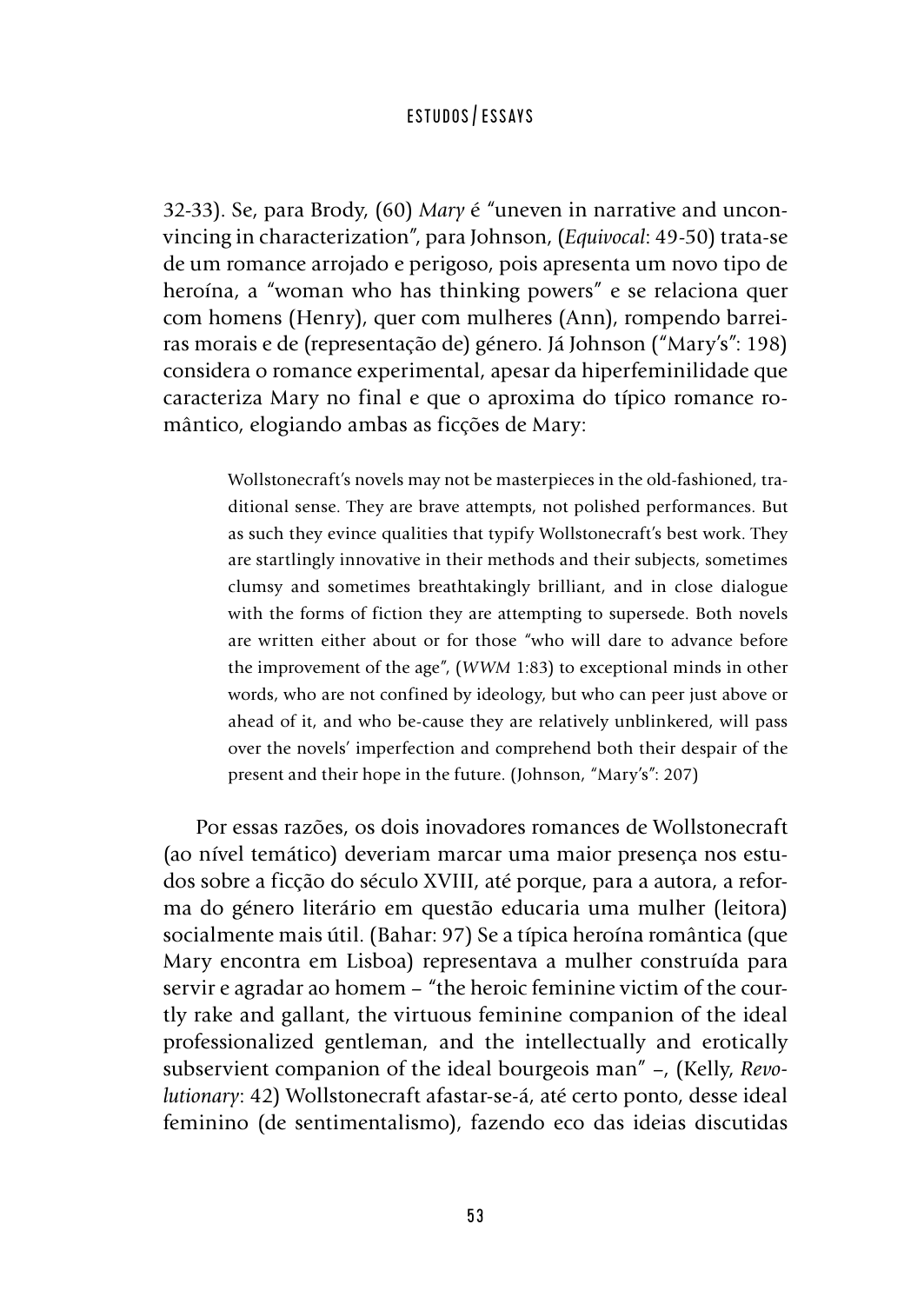32-33). Se, para Brody, (60) *Mary* é "uneven in narrative and unconvincing in characterization", para Johnson, (*Equivocal*: 49-50) trata-se de um romance arrojado e perigoso, pois apresenta um novo tipo de heroína, a "woman who has thinking powers" e se relaciona quer com homens (Henry), quer com mulheres (Ann), rompendo barreiras morais e de (representação de) género. Já Johnson ("Mary's": 198) considera o romance experimental, apesar da hiperfeminilidade que caracteriza Mary no final e que o aproxima do típico romance romântico, elogiando ambas as ficções de Mary:

> Wollstonecraft's novels may not be masterpieces in the old-fashioned, traditional sense. They are brave attempts, not polished performances. But as such they evince qualities that typify Wollstonecraft's best work. They are startlingly innovative in their methods and their subjects, sometimes clumsy and sometimes breathtakingly brilliant, and in close dialogue with the forms of fiction they are attempting to supersede. Both novels are written either about or for those "who will dare to advance before the improvement of the age", (*WWM* 1:83) to exceptional minds in other words, who are not confined by ideology, but who can peer just above or ahead of it, and who be-cause they are relatively unblinkered, will pass over the novels' imperfection and comprehend both their despair of the present and their hope in the future. (Johnson, "Mary's": 207)

Por essas razões, os dois inovadores romances de Wollstonecraft (ao nível temático) deveriam marcar uma maior presença nos estudos sobre a ficção do século XVIII, até porque, para a autora, a reforma do género literário em questão educaria uma mulher (leitora) socialmente mais útil. (Bahar: 97) Se a típica heroína romântica (que Mary encontra em Lisboa) representava a mulher construída para servir e agradar ao homem – "the heroic feminine victim of the courtly rake and gallant, the virtuous feminine companion of the ideal professionalized gentleman, and the intellectually and erotically subservient companion of the ideal bourgeois man" –, (Kelly, *Revolutionary*: 42) Wollstonecraft afastar-se-á, até certo ponto, desse ideal feminino (de sentimentalismo), fazendo eco das ideias discutidas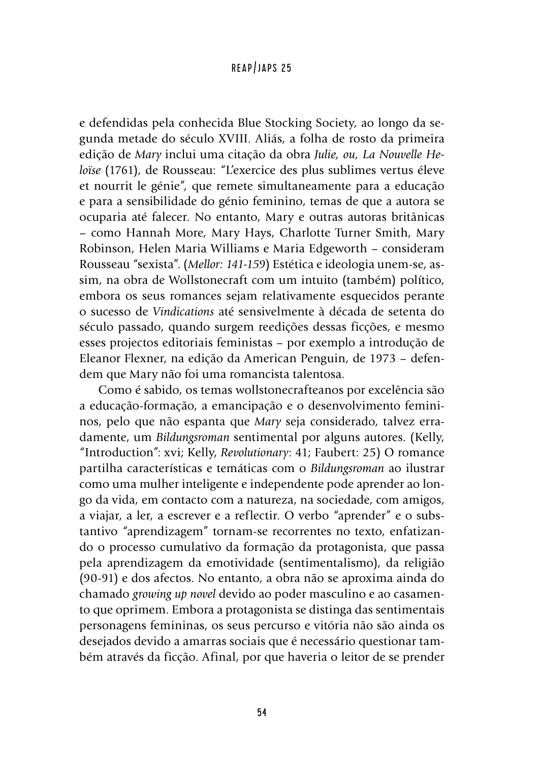e defendidas pela conhecida Blue Stocking Society, ao longo da segunda metade do século XVIII. Aliás, a folha de rosto da primeira edição de *Mary* inclui uma citação da obra *Julie, ou, La Nouvelle Heloïse* (1761), de Rousseau: "L'exercice des plus sublimes vertus éleve et nourrit le génie", que remete simultaneamente para a educação e para a sensibilidade do génio feminino, temas de que a autora se ocuparia até falecer. No entanto, Mary e outras autoras britânicas – como Hannah More, Mary Hays, Charlotte Turner Smith, Mary Robinson, Helen Maria Williams e Maria Edgeworth – consideram Rousseau "sexista". (*Mellor: 141-159*) Estética e ideologia unem-se, assim, na obra de Wollstonecraft com um intuito (também) político, embora os seus romances sejam relativamente esquecidos perante o sucesso de *Vindications* até sensivelmente à década de setenta do século passado, quando surgem reedições dessas ficções, e mesmo esses projectos editoriais feministas – por exemplo a introdução de Eleanor Flexner, na edição da American Penguin, de 1973 – defendem que Mary não foi uma romancista talentosa.

Como é sabido, os temas wollstonecrafteanos por excelência são a educação-formação, a emancipação e o desenvolvimento femininos, pelo que não espanta que *Mary* seja considerado, talvez erradamente, um *Bildungsroman* sentimental por alguns autores. (Kelly, "Introduction": xvi; Kelly, *Revolutionary*: 41; Faubert: 25) O romance partilha características e temáticas com o *Bildungsroman* ao ilustrar como uma mulher inteligente e independente pode aprender ao longo da vida, em contacto com a natureza, na sociedade, com amigos, a viajar, a ler, a escrever e a reflectir. O verbo "aprender" e o substantivo "aprendizagem" tornam-se recorrentes no texto, enfatizando o processo cumulativo da formação da protagonista, que passa pela aprendizagem da emotividade (sentimentalismo), da religião (90-91) e dos afectos. No entanto, a obra não se aproxima ainda do chamado *growing up novel* devido ao poder masculino e ao casamento que oprimem. Embora a protagonista se distinga das sentimentais personagens femininas, os seus percurso e vitória não são ainda os desejados devido a amarras sociais que é necessário questionar também através da ficção. Afinal, por que haveria o leitor de se prender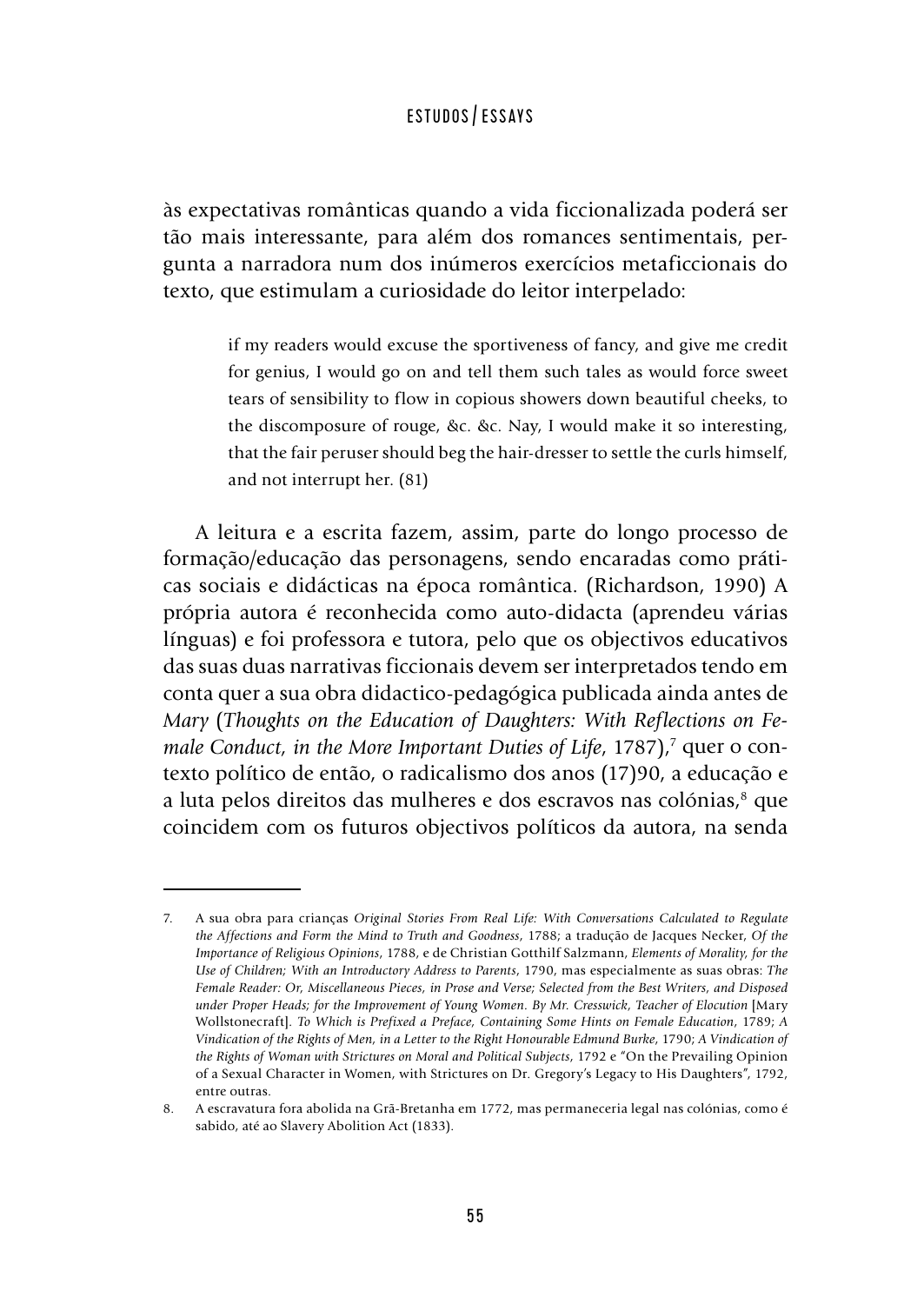às expectativas românticas quando a vida ficcionalizada poderá ser tão mais interessante, para além dos romances sentimentais, pergunta a narradora num dos inúmeros exercícios metaficcionais do texto, que estimulam a curiosidade do leitor interpelado:

> if my readers would excuse the sportiveness of fancy, and give me credit for genius, I would go on and tell them such tales as would force sweet tears of sensibility to flow in copious showers down beautiful cheeks, to the discomposure of rouge, &c. &c. Nay, I would make it so interesting, that the fair peruser should beg the hair-dresser to settle the curls himself, and not interrupt her. (81)

A leitura e a escrita fazem, assim, parte do longo processo de formação/educação das personagens, sendo encaradas como práticas sociais e didácticas na época romântica. (Richardson, 1990) A própria autora é reconhecida como auto-didacta (aprendeu várias línguas) e foi professora e tutora, pelo que os objectivos educativos das suas duas narrativas ficcionais devem ser interpretados tendo em conta quer a sua obra didactico-pedagógica publicada ainda antes de *Mary* (*Thoughts on the Education of Daughters: With Reflections on Female Conduct, in the More Important Duties of Life*, 1787),[7] quer o contexto político de então, o radicalismo dos anos (17)90, a educação e a luta pelos direitos das mulheres e dos escravos nas colónias,[8] que coincidem com os futuros objectivos políticos da autora, na senda

---

7. A sua obra para crianças *Original Stories From Real Life: With Conversations Calculated to Regulate the Affections and Form the Mind to Truth and Goodness*, 1788; a tradução de Jacques Necker, *Of the Importance of Religious Opinions*, 1788, e de Christian Gotthilf Salzmann, *Elements of Morality, for the Use of Children; With an Introductory Address to Parents*, 1790, mas especialmente as suas obras: *The Female Reader: Or, Miscellaneous Pieces, in Prose and Verse; Selected from the Best Writers, and Disposed under Proper Heads; for the Improvement of Young Women. By Mr. Cresswick, Teacher of Elocution* [Mary Wollstonecraft]. *To Which is Prefixed a Preface, Containing Some Hints on Female Education*, 1789; *A Vindication of the Rights of Men, in a Letter to the Right Honourable Edmund Burke*, 1790; *A Vindication of the Rights of Woman with Strictures on Moral and Political Subjects*, 1792 e "On the Prevailing Opinion of a Sexual Character in Women, with Strictures on Dr. Gregory's Legacy to His Daughters", 1792, entre outras.

8. A escravatura fora abolida na Grã-Bretanha em 1772, mas permaneceria legal nas colónias, como é sabido, até ao Slavery Abolition Act (1833).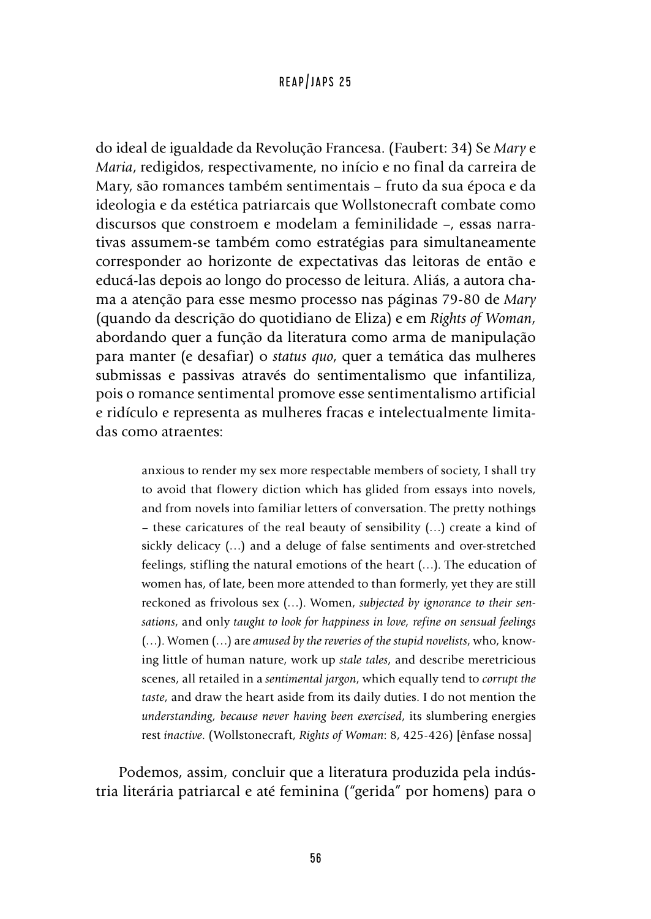do ideal de igualdade da Revolução Francesa. (Faubert: 34) Se *Mary* e *Maria*, redigidos, respectivamente, no início e no final da carreira de Mary, são romances também sentimentais – fruto da sua época e da ideologia e da estética patriarcais que Wollstonecraft combate como discursos que constroem e modelam a feminilidade –, essas narrativas assumem-se também como estratégias para simultaneamente corresponder ao horizonte de expectativas das leitoras de então e educá-las depois ao longo do processo de leitura. Aliás, a autora chama a atenção para esse mesmo processo nas páginas 79-80 de *Mary* (quando da descrição do quotidiano de Eliza) e em *Rights of Woman*, abordando quer a função da literatura como arma de manipulação para manter (e desafiar) o *status quo*, quer a temática das mulheres submissas e passivas através do sentimentalismo que infantiliza, pois o romance sentimental promove esse sentimentalismo artificial e ridículo e representa as mulheres fracas e intelectualmente limitadas como atraentes:

> anxious to render my sex more respectable members of society, I shall try to avoid that flowery diction which has glided from essays into novels, and from novels into familiar letters of conversation. The pretty nothings – these caricatures of the real beauty of sensibility (…) create a kind of sickly delicacy (…) and a deluge of false sentiments and over-stretched feelings, stifling the natural emotions of the heart (…). The education of women has, of late, been more attended to than formerly, yet they are still reckoned as frivolous sex (…). Women, *subjected by ignorance to their sensations*, and only *taught to look for happiness in love, refine on sensual feelings* (…). Women (…) are *amused by the reveries of the stupid novelists*, who, knowing little of human nature, work up *stale tales*, and describe meretricious scenes, all retailed in a *sentimental jargon*, which equally tend to *corrupt the taste*, and draw the heart aside from its daily duties. I do not mention the *understanding, because never having been exercised*, its slumbering energies rest *inactive*. (Wollstonecraft, *Rights of Woman*: 8, 425-426) [ênfase nossa]

Podemos, assim, concluir que a literatura produzida pela indústria literária patriarcal e até feminina ("gerida" por homens) para o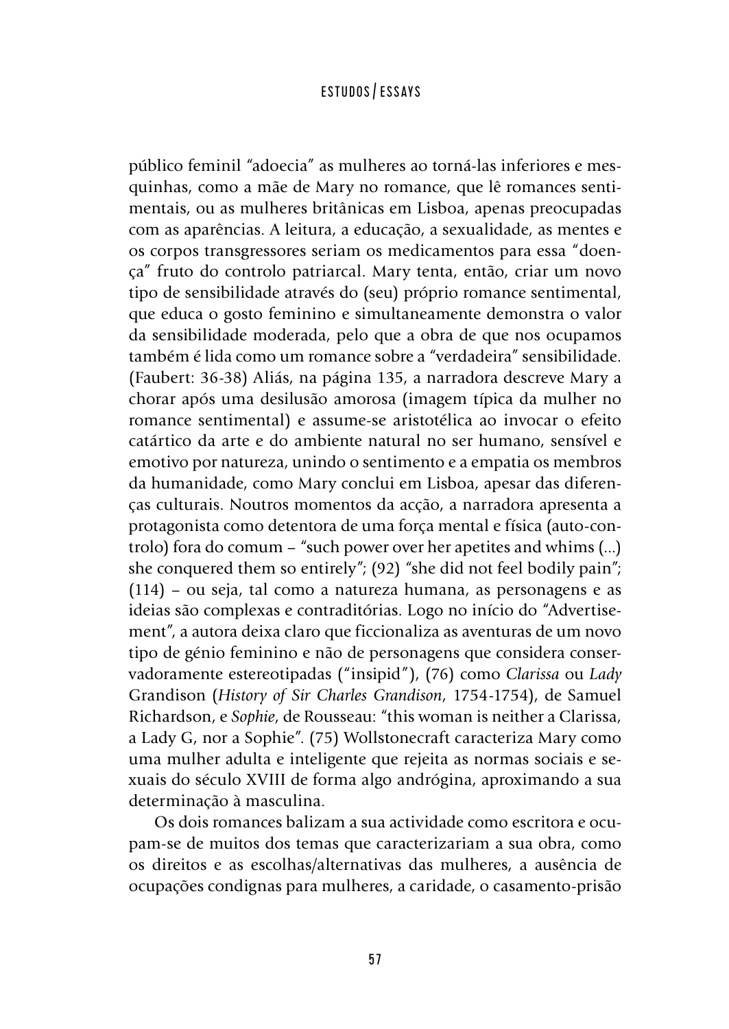público feminil "adoecia" as mulheres ao torná-las inferiores e mesquinhas, como a mãe de Mary no romance, que lê romances sentimentais, ou as mulheres britânicas em Lisboa, apenas preocupadas com as aparências. A leitura, a educação, a sexualidade, as mentes e os corpos transgressores seriam os medicamentos para essa "doença" fruto do controlo patriarcal. Mary tenta, então, criar um novo tipo de sensibilidade através do (seu) próprio romance sentimental, que educa o gosto feminino e simultaneamente demonstra o valor da sensibilidade moderada, pelo que a obra de que nos ocupamos também é lida como um romance sobre a "verdadeira" sensibilidade. (Faubert: 36-38) Aliás, na página 135, a narradora descreve Mary a chorar após uma desilusão amorosa (imagem típica da mulher no romance sentimental) e assume-se aristotélica ao invocar o efeito catártico da arte e do ambiente natural no ser humano, sensível e emotivo por natureza, unindo o sentimento e a empatia os membros da humanidade, como Mary conclui em Lisboa, apesar das diferenças culturais. Noutros momentos da acção, a narradora apresenta a protagonista como detentora de uma força mental e física (auto-controlo) fora do comum – "such power over her apetites and whims (...) she conquered them so entirely"; (92) "she did not feel bodily pain"; (114) – ou seja, tal como a natureza humana, as personagens e as ideias são complexas e contraditórias. Logo no início do "Advertisement", a autora deixa claro que ficcionaliza as aventuras de um novo tipo de génio feminino e não de personagens que considera conservadoramente estereotipadas ("insipid"), (76) como *Clarissa* ou *Lady* Grandison (*History of Sir Charles Grandison*, 1754-1754), de Samuel Richardson, e *Sophie*, de Rousseau: "this woman is neither a Clarissa, a Lady G, nor a Sophie". (75) Wollstonecraft caracteriza Mary como uma mulher adulta e inteligente que rejeita as normas sociais e sexuais do século XVIII de forma algo andrógina, aproximando a sua determinação à masculina.

Os dois romances balizam a sua actividade como escritora e ocupam-se de muitos dos temas que caracterizariam a sua obra, como os direitos e as escolhas/alternativas das mulheres, a ausência de ocupações condignas para mulheres, a caridade, o casamento-prisão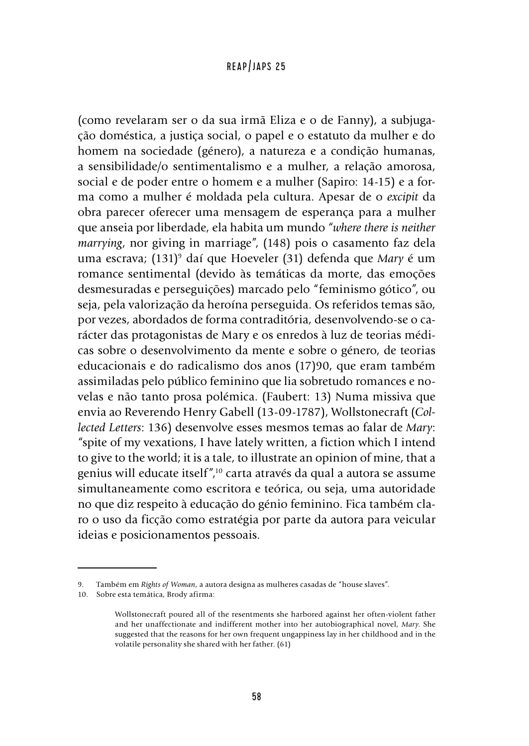(como revelaram ser o da sua irmã Eliza e o de Fanny), a subjugação doméstica, a justiça social, o papel e o estatuto da mulher e do homem na sociedade (género), a natureza e a condição humanas, a sensibilidade/o sentimentalismo e a mulher, a relação amorosa, social e de poder entre o homem e a mulher (Sapiro: 14-15) e a forma como a mulher é moldada pela cultura. Apesar de o *excipit* da obra parecer oferecer uma mensagem de esperança para a mulher que anseia por liberdade, ela habita um mundo "*where there is neither marrying*, nor giving in marriage", (148) pois o casamento faz dela uma escrava; (131)[9] daí que Hoeveler (31) defenda que *Mary* é um romance sentimental (devido às temáticas da morte, das emoções desmesuradas e perseguições) marcado pelo "feminismo gótico", ou seja, pela valorização da heroína perseguida. Os referidos temas são, por vezes, abordados de forma contraditória, desenvolvendo-se o carácter das protagonistas de Mary e os enredos à luz de teorias médicas sobre o desenvolvimento da mente e sobre o género, de teorias educacionais e do radicalismo dos anos (17)90, que eram também assimiladas pelo público feminino que lia sobretudo romances e novelas e não tanto prosa polémica. (Faubert: 13) Numa missiva que envia ao Reverendo Henry Gabell (13-09-1787), Wollstonecraft (*Collected Letters*: 136) desenvolve esses mesmos temas ao falar de *Mary*: "spite of my vexations, I have lately written, a fiction which I intend to give to the world; it is a tale, to illustrate an opinion of mine, that a genius will educate itself",[10] carta através da qual a autora se assume simultaneamente como escritora e teórica, ou seja, uma autoridade no que diz respeito à educação do génio feminino. Fica também claro o uso da ficção como estratégia por parte da autora para veicular ideias e posicionamentos pessoais.

---

9. Também em *Rights of Woman*, a autora designa as mulheres casadas de "house slaves".

10. Sobre esta temática, Brody afirma:

> Wollstonecraft poured all of the resentments she harbored against her often-violent father and her unaffectionate and indifferent mother into her autobiographical novel, *Mary*. She suggested that the reasons for her own frequent ungappiness lay in her childhood and in the volatile personality she shared with her father. (61)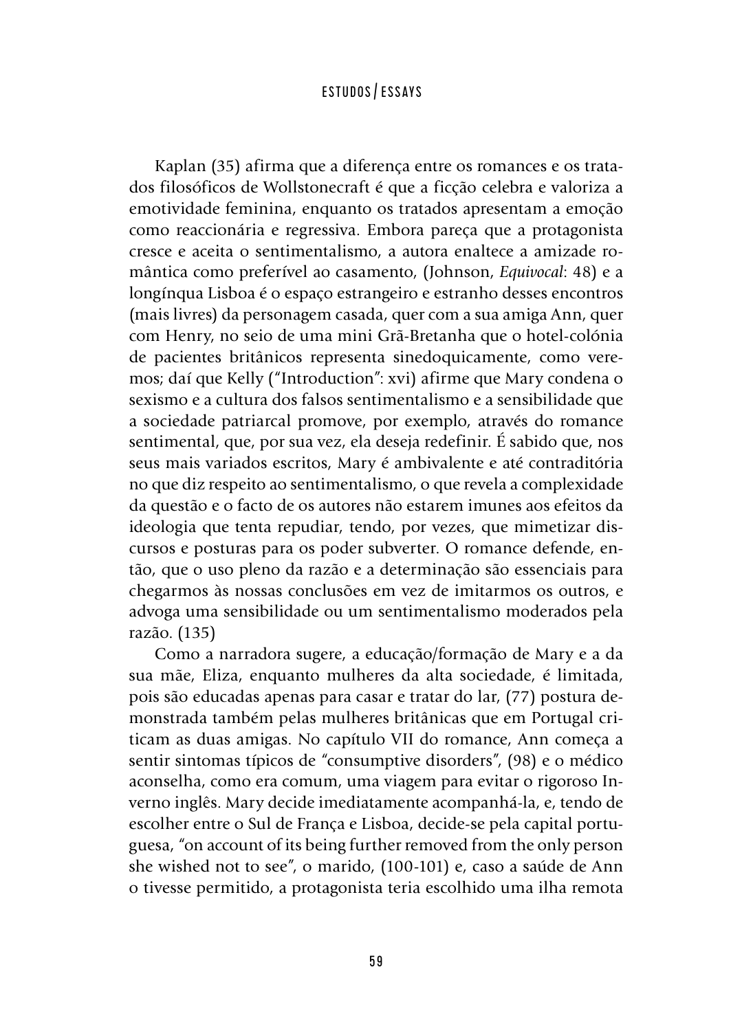Kaplan (35) afirma que a diferença entre os romances e os tratados filosóficos de Wollstonecraft é que a ficção celebra e valoriza a emotividade feminina, enquanto os tratados apresentam a emoção como reaccionária e regressiva. Embora pareça que a protagonista cresce e aceita o sentimentalismo, a autora enaltece a amizade romântica como preferível ao casamento, (Johnson, *Equivocal*: 48) e a longínqua Lisboa é o espaço estrangeiro e estranho desses encontros (mais livres) da personagem casada, quer com a sua amiga Ann, quer com Henry, no seio de uma mini Grã-Bretanha que o hotel-colónia de pacientes britânicos representa sinedoquicamente, como veremos; daí que Kelly ("Introduction": xvi) afirme que Mary condena o sexismo e a cultura dos falsos sentimentalismo e a sensibilidade que a sociedade patriarcal promove, por exemplo, através do romance sentimental, que, por sua vez, ela deseja redefinir. É sabido que, nos seus mais variados escritos, Mary é ambivalente e até contraditória no que diz respeito ao sentimentalismo, o que revela a complexidade da questão e o facto de os autores não estarem imunes aos efeitos da ideologia que tenta repudiar, tendo, por vezes, que mimetizar discursos e posturas para os poder subverter. O romance defende, então, que o uso pleno da razão e a determinação são essenciais para chegarmos às nossas conclusões em vez de imitarmos os outros, e advoga uma sensibilidade ou um sentimentalismo moderados pela razão. (135)

Como a narradora sugere, a educação/formação de Mary e a da sua mãe, Eliza, enquanto mulheres da alta sociedade, é limitada, pois são educadas apenas para casar e tratar do lar, (77) postura demonstrada também pelas mulheres britânicas que em Portugal criticam as duas amigas. No capítulo VII do romance, Ann começa a sentir sintomas típicos de "consumptive disorders", (98) e o médico aconselha, como era comum, uma viagem para evitar o rigoroso Inverno inglês. Mary decide imediatamente acompanhá-la, e, tendo de escolher entre o Sul de França e Lisboa, decide-se pela capital portuguesa, "on account of its being further removed from the only person she wished not to see", o marido, (100-101) e, caso a saúde de Ann o tivesse permitido, a protagonista teria escolhido uma ilha remota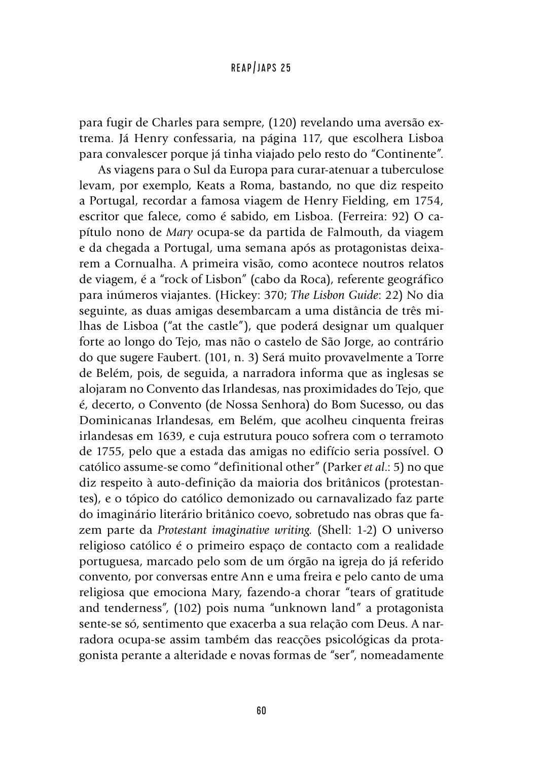para fugir de Charles para sempre, (120) revelando uma aversão extrema. Já Henry confessaria, na página 117, que escolhera Lisboa para convalescer porque já tinha viajado pelo resto do "Continente".

As viagens para o Sul da Europa para curar-atenuar a tuberculose levam, por exemplo, Keats a Roma, bastando, no que diz respeito a Portugal, recordar a famosa viagem de Henry Fielding, em 1754, escritor que falece, como é sabido, em Lisboa. (Ferreira: 92) O capítulo nono de *Mary* ocupa-se da partida de Falmouth, da viagem e da chegada a Portugal, uma semana após as protagonistas deixarem a Cornualha. A primeira visão, como acontece noutros relatos de viagem, é a "rock of Lisbon" (cabo da Roca), referente geográfico para inúmeros viajantes. (Hickey: 370; *The Lisbon Guide*: 22) No dia seguinte, as duas amigas desembarcam a uma distância de três milhas de Lisboa ("at the castle"), que poderá designar um qualquer forte ao longo do Tejo, mas não o castelo de São Jorge, ao contrário do que sugere Faubert. (101, n. 3) Será muito provavelmente a Torre de Belém, pois, de seguida, a narradora informa que as inglesas se alojaram no Convento das Irlandesas, nas proximidades do Tejo, que é, decerto, o Convento (de Nossa Senhora) do Bom Sucesso, ou das Dominicanas Irlandesas, em Belém, que acolheu cinquenta freiras irlandesas em 1639, e cuja estrutura pouco sofrera com o terramoto de 1755, pelo que a estada das amigas no edifício seria possível. O católico assume-se como "definitional other" (Parker *et al.*: 5) no que diz respeito à auto-definição da maioria dos britânicos (protestantes), e o tópico do católico demonizado ou carnavalizado faz parte do imaginário literário britânico coevo, sobretudo nas obras que fazem parte da *Protestant imaginative writing.* (Shell: 1-2) O universo religioso católico é o primeiro espaço de contacto com a realidade portuguesa, marcado pelo som de um órgão na igreja do já referido convento, por conversas entre Ann e uma freira e pelo canto de uma religiosa que emociona Mary, fazendo-a chorar "tears of gratitude and tenderness", (102) pois numa "unknown land" a protagonista sente-se só, sentimento que exacerba a sua relação com Deus. A narradora ocupa-se assim também das reacções psicológicas da protagonista perante a alteridade e novas formas de "ser", nomeadamente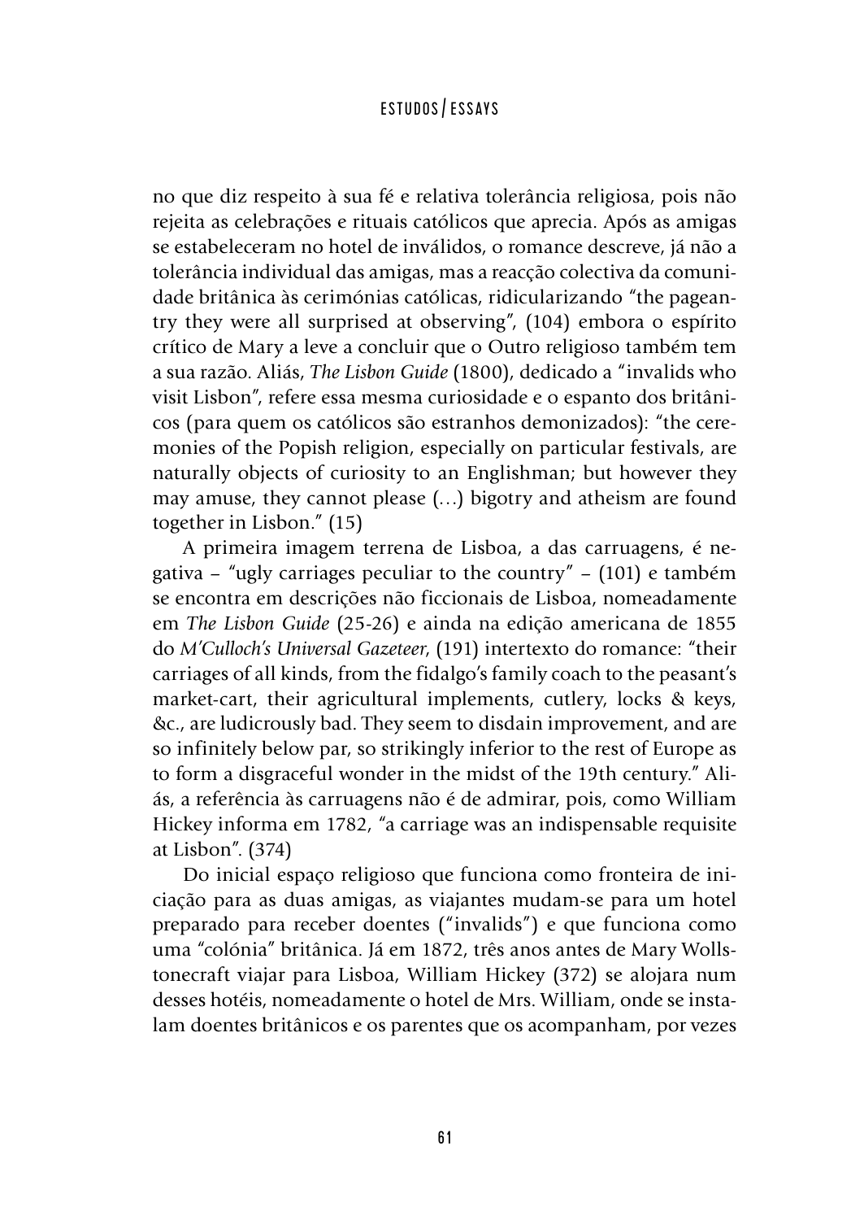no que diz respeito à sua fé e relativa tolerância religiosa, pois não rejeita as celebrações e rituais católicos que aprecia. Após as amigas se estabeleceram no hotel de inválidos, o romance descreve, já não a tolerância individual das amigas, mas a reacção colectiva da comunidade britânica às cerimónias católicas, ridicularizando "the pageantry they were all surprised at observing", (104) embora o espírito crítico de Mary a leve a concluir que o Outro religioso também tem a sua razão. Aliás, *The Lisbon Guide* (1800), dedicado a "invalids who visit Lisbon", refere essa mesma curiosidade e o espanto dos britânicos (para quem os católicos são estranhos demonizados): "the ceremonies of the Popish religion, especially on particular festivals, are naturally objects of curiosity to an Englishman; but however they may amuse, they cannot please (…) bigotry and atheism are found together in Lisbon." (15)

A primeira imagem terrena de Lisboa, a das carruagens, é negativa – "ugly carriages peculiar to the country" – (101) e também se encontra em descrições não ficcionais de Lisboa, nomeadamente em *The Lisbon Guide* (25-26) e ainda na edição americana de 1855 do *M'Culloch's Universal Gazeteer*, (191) intertexto do romance: "their carriages of all kinds, from the fidalgo's family coach to the peasant's market-cart, their agricultural implements, cutlery, locks & keys, &c., are ludicrously bad. They seem to disdain improvement, and are so infinitely below par, so strikingly inferior to the rest of Europe as to form a disgraceful wonder in the midst of the 19th century." Aliás, a referência às carruagens não é de admirar, pois, como William Hickey informa em 1782, "a carriage was an indispensable requisite at Lisbon". (374)

Do inicial espaço religioso que funciona como fronteira de iniciação para as duas amigas, as viajantes mudam-se para um hotel preparado para receber doentes ("invalids") e que funciona como uma "colónia" britânica. Já em 1872, três anos antes de Mary Wollstonecraft viajar para Lisboa, William Hickey (372) se alojara num desses hotéis, nomeadamente o hotel de Mrs. William, onde se instalam doentes britânicos e os parentes que os acompanham, por vezes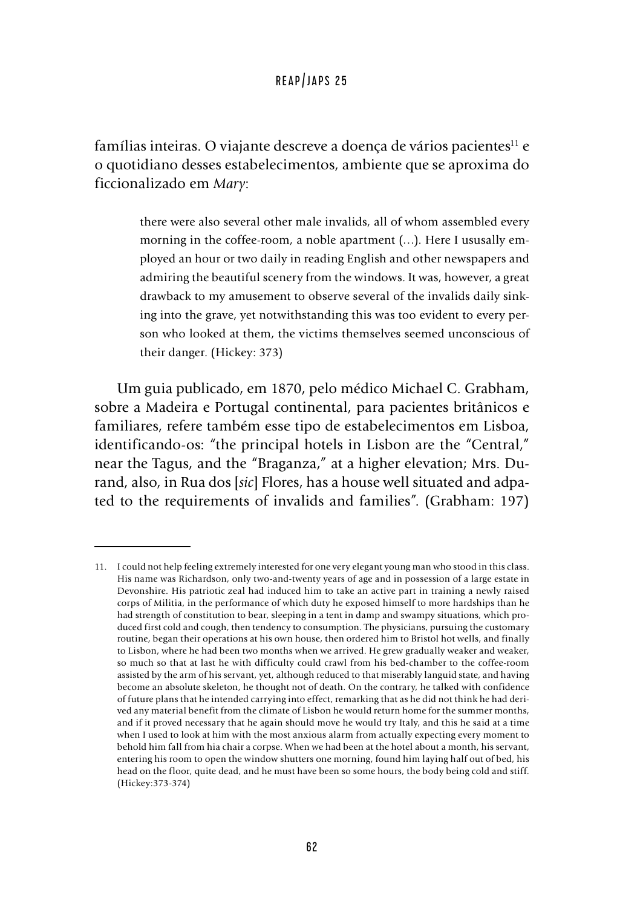famílias inteiras. O viajante descreve a doença de vários pacientes[11] e o quotidiano desses estabelecimentos, ambiente que se aproxima do ficcionalizado em *Mary*:

> there were also several other male invalids, all of whom assembled every morning in the coffee-room, a noble apartment (…). Here I ususally employed an hour or two daily in reading English and other newspapers and admiring the beautiful scenery from the windows. It was, however, a great drawback to my amusement to observe several of the invalids daily sinking into the grave, yet notwithstanding this was too evident to every person who looked at them, the victims themselves seemed unconscious of their danger. (Hickey: 373)

Um guia publicado, em 1870, pelo médico Michael C. Grabham, sobre a Madeira e Portugal continental, para pacientes britânicos e familiares, refere também esse tipo de estabelecimentos em Lisboa, identificando-os: "the principal hotels in Lisbon are the "Central," near the Tagus, and the "Braganza," at a higher elevation; Mrs. Durand, also, in Rua dos [*sic*] Flores, has a house well situated and adpated to the requirements of invalids and families". (Grabham: 197)

---

11. I could not help feeling extremely interested for one very elegant young man who stood in this class. His name was Richardson, only two-and-twenty years of age and in possession of a large estate in Devonshire. His patriotic zeal had induced him to take an active part in training a newly raised corps of Militia, in the performance of which duty he exposed himself to more hardships than he had strength of constitution to bear, sleeping in a tent in damp and swampy situations, which produced first cold and cough, then tendency to consumption. The physicians, pursuing the customary routine, began their operations at his own house, then ordered him to Bristol hot wells, and finally to Lisbon, where he had been two months when we arrived. He grew gradually weaker and weaker, so much so that at last he with difficulty could crawl from his bed-chamber to the coffee-room assisted by the arm of his servant, yet, although reduced to that miserably languid state, and having become an absolute skeleton, he thought not of death. On the contrary, he talked with confidence of future plans that he intended carrying into effect, remarking that as he did not think he had derived any material benefit from the climate of Lisbon he would return home for the summer months, and if it proved necessary that he again should move he would try Italy, and this he said at a time when I used to look at him with the most anxious alarm from actually expecting every moment to behold him fall from hia chair a corpse. When we had been at the hotel about a month, his servant, entering his room to open the window shutters one morning, found him laying half out of bed, his head on the floor, quite dead, and he must have been so some hours, the body being cold and stiff. (Hickey:373-374)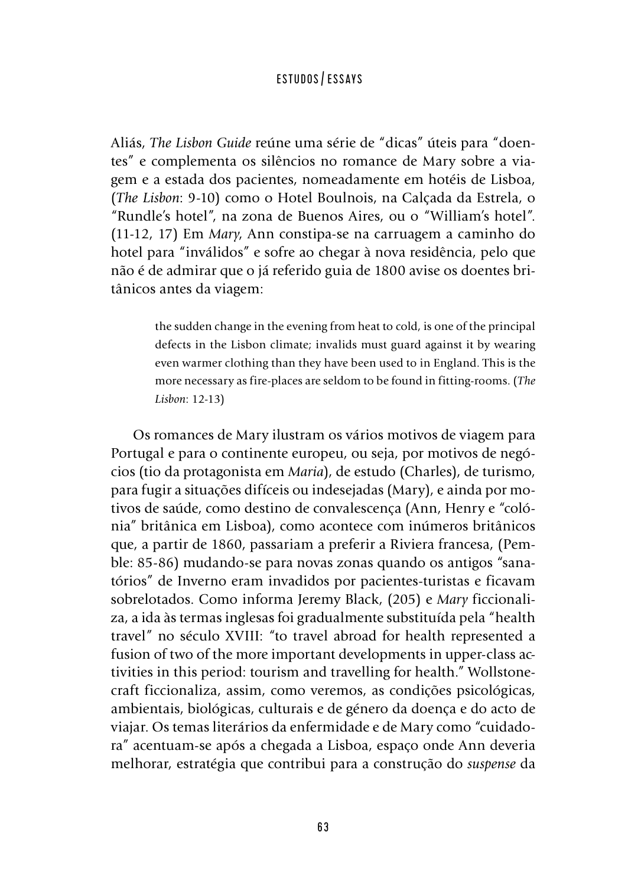Aliás, *The Lisbon Guide* reúne uma série de "dicas" úteis para "doentes" e complementa os silêncios no romance de Mary sobre a viagem e a estada dos pacientes, nomeadamente em hotéis de Lisboa, (*The Lisbon*: 9-10) como o Hotel Boulnois, na Calçada da Estrela, o "Rundle's hotel", na zona de Buenos Aires, ou o "William's hotel". (11-12, 17) Em *Mary*, Ann constipa-se na carruagem a caminho do hotel para "inválidos" e sofre ao chegar à nova residência, pelo que não é de admirar que o já referido guia de 1800 avise os doentes britânicos antes da viagem:

> the sudden change in the evening from heat to cold, is one of the principal defects in the Lisbon climate; invalids must guard against it by wearing even warmer clothing than they have been used to in England. This is the more necessary as fire-places are seldom to be found in fitting-rooms. (*The Lisbon*: 12-13)

Os romances de Mary ilustram os vários motivos de viagem para Portugal e para o continente europeu, ou seja, por motivos de negócios (tio da protagonista em *Maria*), de estudo (Charles), de turismo, para fugir a situações difíceis ou indesejadas (Mary), e ainda por motivos de saúde, como destino de convalescença (Ann, Henry e "colónia" britânica em Lisboa), como acontece com inúmeros britânicos que, a partir de 1860, passariam a preferir a Riviera francesa, (Pemble: 85-86) mudando-se para novas zonas quando os antigos "sanatórios" de Inverno eram invadidos por pacientes-turistas e ficavam sobrelotados. Como informa Jeremy Black, (205) e *Mary* ficcionaliza, a ida às termas inglesas foi gradualmente substituída pela "health travel" no século XVIII: "to travel abroad for health represented a fusion of two of the more important developments in upper-class activities in this period: tourism and travelling for health." Wollstonecraft ficcionaliza, assim, como veremos, as condições psicológicas, ambientais, biológicas, culturais e de género da doença e do acto de viajar. Os temas literários da enfermidade e de Mary como "cuidadora" acentuam-se após a chegada a Lisboa, espaço onde Ann deveria melhorar, estratégia que contribui para a construção do *suspense* da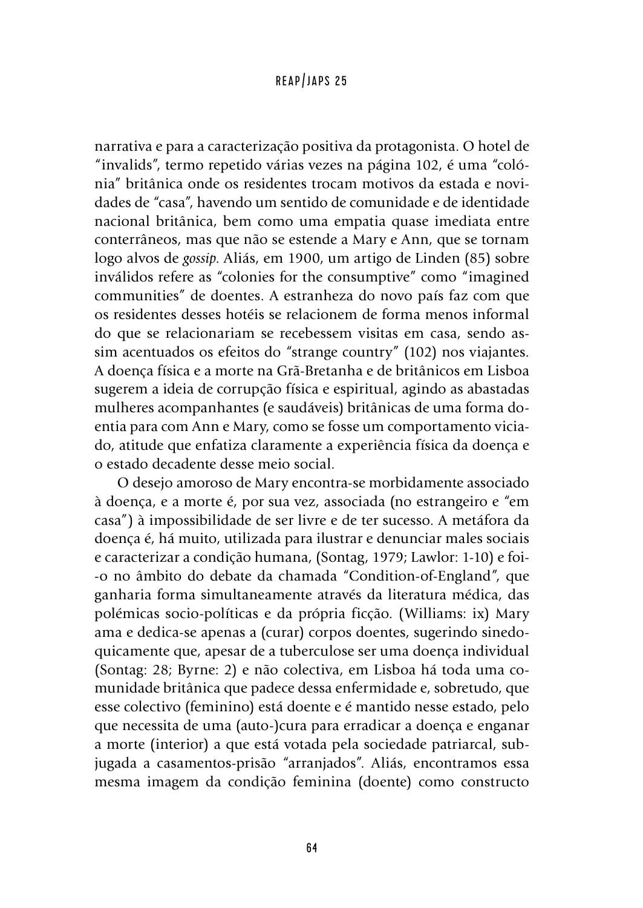narrativa e para a caracterização positiva da protagonista. O hotel de "invalids", termo repetido várias vezes na página 102, é uma "colónia" britânica onde os residentes trocam motivos da estada e novidades de "casa", havendo um sentido de comunidade e de identidade nacional britânica, bem como uma empatia quase imediata entre conterrâneos, mas que não se estende a Mary e Ann, que se tornam logo alvos de *gossip*. Aliás, em 1900, um artigo de Linden (85) sobre inválidos refere as "colonies for the consumptive" como "imagined communities" de doentes. A estranheza do novo país faz com que os residentes desses hotéis se relacionem de forma menos informal do que se relacionariam se recebessem visitas em casa, sendo assim acentuados os efeitos do "strange country" (102) nos viajantes. A doença física e a morte na Grã-Bretanha e de britânicos em Lisboa sugerem a ideia de corrupção física e espiritual, agindo as abastadas mulheres acompanhantes (e saudáveis) britânicas de uma forma doentia para com Ann e Mary, como se fosse um comportamento viciado, atitude que enfatiza claramente a experiência física da doença e o estado decadente desse meio social.

O desejo amoroso de Mary encontra-se morbidamente associado à doença, e a morte é, por sua vez, associada (no estrangeiro e "em casa") à impossibilidade de ser livre e de ter sucesso. A metáfora da doença é, há muito, utilizada para ilustrar e denunciar males sociais e caracterizar a condição humana, (Sontag, 1979; Lawlor: 1-10) e foi-o no âmbito do debate da chamada "Condition-of-England", que ganharia forma simultaneamente através da literatura médica, das polémicas socio-políticas e da própria ficção. (Williams: ix) Mary ama e dedica-se apenas a (curar) corpos doentes, sugerindo sinedoquicamente que, apesar de a tuberculose ser uma doença individual (Sontag: 28; Byrne: 2) e não colectiva, em Lisboa há toda uma comunidade britânica que padece dessa enfermidade e, sobretudo, que esse colectivo (feminino) está doente e é mantido nesse estado, pelo que necessita de uma (auto-)cura para erradicar a doença e enganar a morte (interior) a que está votada pela sociedade patriarcal, subjugada a casamentos-prisão "arranjados". Aliás, encontramos essa mesma imagem da condição feminina (doente) como constructo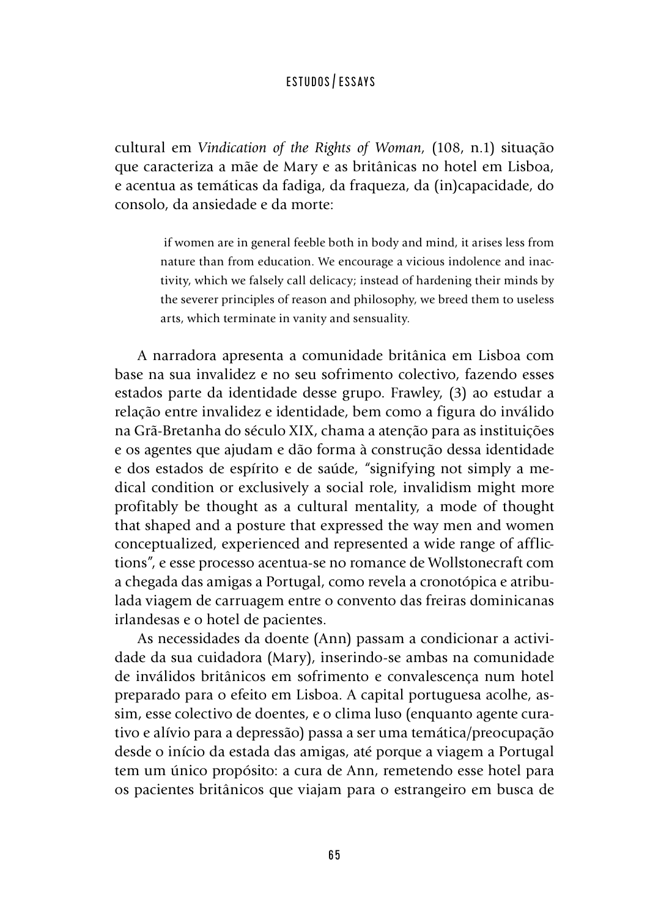cultural em *Vindication of the Rights of Woman*, (108, n.1) situação que caracteriza a mãe de Mary e as britânicas no hotel em Lisboa, e acentua as temáticas da fadiga, da fraqueza, da (in)capacidade, do consolo, da ansiedade e da morte:

> if women are in general feeble both in body and mind, it arises less from nature than from education. We encourage a vicious indolence and inactivity, which we falsely call delicacy; instead of hardening their minds by the severer principles of reason and philosophy, we breed them to useless arts, which terminate in vanity and sensuality.

A narradora apresenta a comunidade britânica em Lisboa com base na sua invalidez e no seu sofrimento colectivo, fazendo esses estados parte da identidade desse grupo. Frawley, (3) ao estudar a relação entre invalidez e identidade, bem como a figura do inválido na Grã-Bretanha do século XIX, chama a atenção para as instituições e os agentes que ajudam e dão forma à construção dessa identidade e dos estados de espírito e de saúde, "signifying not simply a medical condition or exclusively a social role, invalidism might more profitably be thought as a cultural mentality, a mode of thought that shaped and a posture that expressed the way men and women conceptualized, experienced and represented a wide range of afflictions", e esse processo acentua-se no romance de Wollstonecraft com a chegada das amigas a Portugal, como revela a cronotópica e atribulada viagem de carruagem entre o convento das freiras dominicanas irlandesas e o hotel de pacientes.

As necessidades da doente (Ann) passam a condicionar a actividade da sua cuidadora (Mary), inserindo-se ambas na comunidade de inválidos britânicos em sofrimento e convalescença num hotel preparado para o efeito em Lisboa. A capital portuguesa acolhe, assim, esse colectivo de doentes, e o clima luso (enquanto agente curativo e alívio para a depressão) passa a ser uma temática/preocupação desde o início da estada das amigas, até porque a viagem a Portugal tem um único propósito: a cura de Ann, remetendo esse hotel para os pacientes britânicos que viajam para o estrangeiro em busca de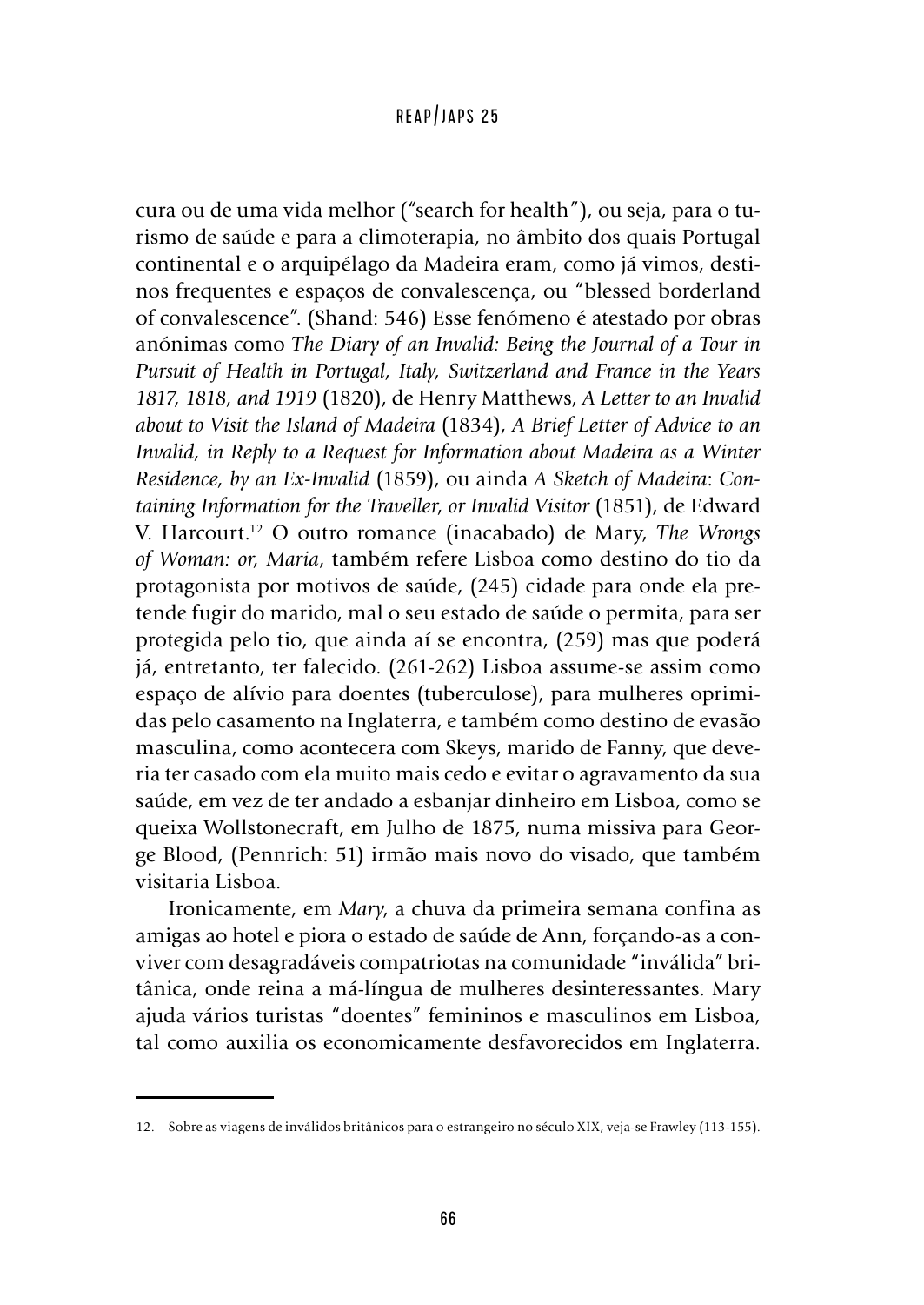cura ou de uma vida melhor ("search for health"), ou seja, para o turismo de saúde e para a climoterapia, no âmbito dos quais Portugal continental e o arquipélago da Madeira eram, como já vimos, destinos frequentes e espaços de convalescença, ou "blessed borderland of convalescence". (Shand: 546) Esse fenómeno é atestado por obras anónimas como *The Diary of an Invalid: Being the Journal of a Tour in Pursuit of Health in Portugal, Italy, Switzerland and France in the Years 1817, 1818, and 1919* (1820), de Henry Matthews, *A Letter to an Invalid about to Visit the Island of Madeira* (1834), *A Brief Letter of Advice to an Invalid, in Reply to a Request for Information about Madeira as a Winter Residence, by an Ex-Invalid* (1859), ou ainda *A Sketch of Madeira*: *Containing Information for the Traveller, or Invalid Visitor* (1851), de Edward V. Harcourt.[12] O outro romance (inacabado) de Mary, *The Wrongs of Woman: or, Maria*, também refere Lisboa como destino do tio da protagonista por motivos de saúde, (245) cidade para onde ela pretende fugir do marido, mal o seu estado de saúde o permita, para ser protegida pelo tio, que ainda aí se encontra, (259) mas que poderá já, entretanto, ter falecido. (261-262) Lisboa assume-se assim como espaço de alívio para doentes (tuberculose), para mulheres oprimidas pelo casamento na Inglaterra, e também como destino de evasão masculina, como acontecera com Skeys, marido de Fanny, que deveria ter casado com ela muito mais cedo e evitar o agravamento da sua saúde, em vez de ter andado a esbanjar dinheiro em Lisboa, como se queixa Wollstonecraft, em Julho de 1875, numa missiva para George Blood, (Pennrich: 51) irmão mais novo do visado, que também visitaria Lisboa.

Ironicamente, em *Mary*, a chuva da primeira semana confina as amigas ao hotel e piora o estado de saúde de Ann, forçando-as a conviver com desagradáveis compatriotas na comunidade "inválida" britânica, onde reina a má-língua de mulheres desinteressantes. Mary ajuda vários turistas "doentes" femininos e masculinos em Lisboa, tal como auxilia os economicamente desfavorecidos em Inglaterra.

---

12. Sobre as viagens de inválidos britânicos para o estrangeiro no século XIX, veja-se Frawley (113-155).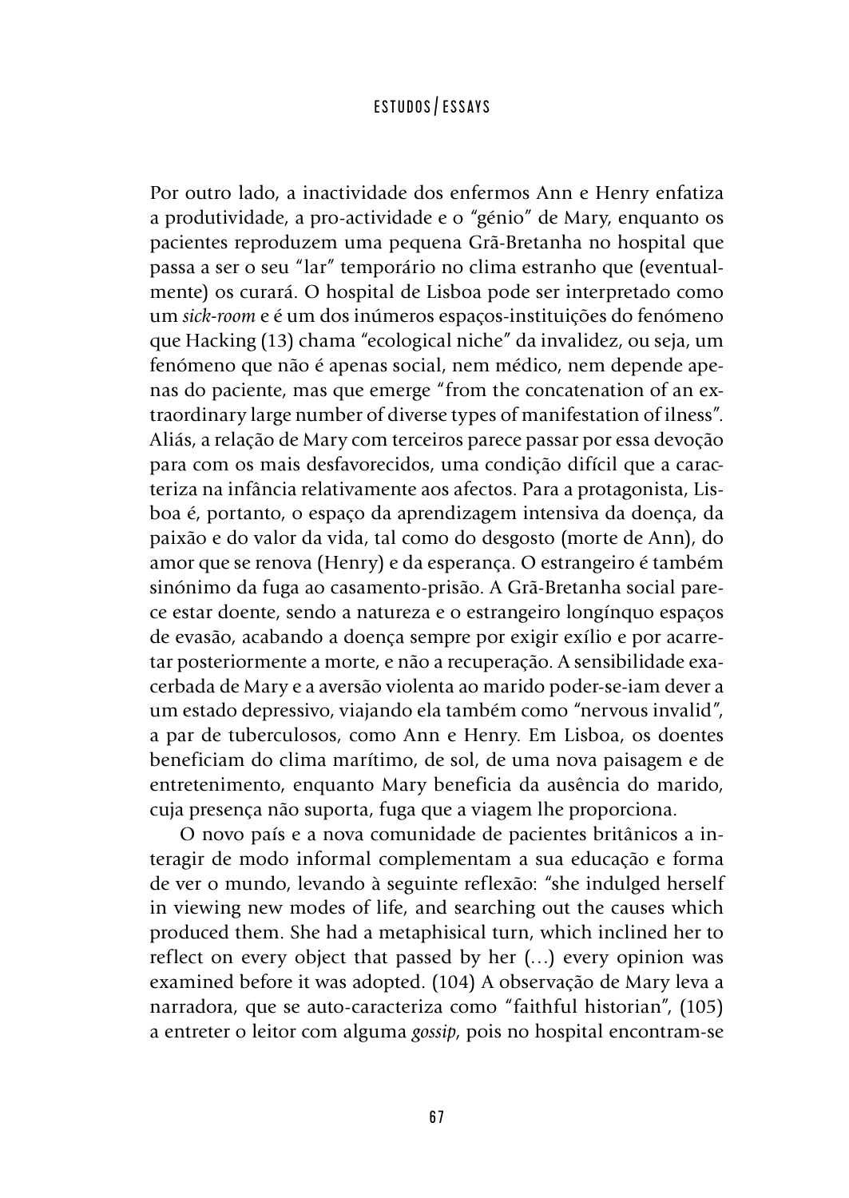Por outro lado, a inactividade dos enfermos Ann e Henry enfatiza a produtividade, a pro-actividade e o "génio" de Mary, enquanto os pacientes reproduzem uma pequena Grã-Bretanha no hospital que passa a ser o seu "lar" temporário no clima estranho que (eventualmente) os curará. O hospital de Lisboa pode ser interpretado como um *sick-room* e é um dos inúmeros espaços-instituições do fenómeno que Hacking (13) chama "ecological niche" da invalidez, ou seja, um fenómeno que não é apenas social, nem médico, nem depende apenas do paciente, mas que emerge "from the concatenation of an extraordinary large number of diverse types of manifestation of ilness". Aliás, a relação de Mary com terceiros parece passar por essa devoção para com os mais desfavorecidos, uma condição difícil que a caracteriza na infância relativamente aos afectos. Para a protagonista, Lisboa é, portanto, o espaço da aprendizagem intensiva da doença, da paixão e do valor da vida, tal como do desgosto (morte de Ann), do amor que se renova (Henry) e da esperança. O estrangeiro é também sinónimo da fuga ao casamento-prisão. A Grã-Bretanha social parece estar doente, sendo a natureza e o estrangeiro longínquo espaços de evasão, acabando a doença sempre por exigir exílio e por acarretar posteriormente a morte, e não a recuperação. A sensibilidade exacerbada de Mary e a aversão violenta ao marido poder-se-iam dever a um estado depressivo, viajando ela também como "nervous invalid", a par de tuberculosos, como Ann e Henry. Em Lisboa, os doentes beneficiam do clima marítimo, de sol, de uma nova paisagem e de entretenimento, enquanto Mary beneficia da ausência do marido, cuja presença não suporta, fuga que a viagem lhe proporciona.

O novo país e a nova comunidade de pacientes britânicos a interagir de modo informal complementam a sua educação e forma de ver o mundo, levando à seguinte reflexão: "she indulged herself in viewing new modes of life, and searching out the causes which produced them. She had a metaphisical turn, which inclined her to reflect on every object that passed by her (…) every opinion was examined before it was adopted. (104) A observação de Mary leva a narradora, que se auto-caracteriza como "faithful historian", (105) a entreter o leitor com alguma *gossip*, pois no hospital encontram-se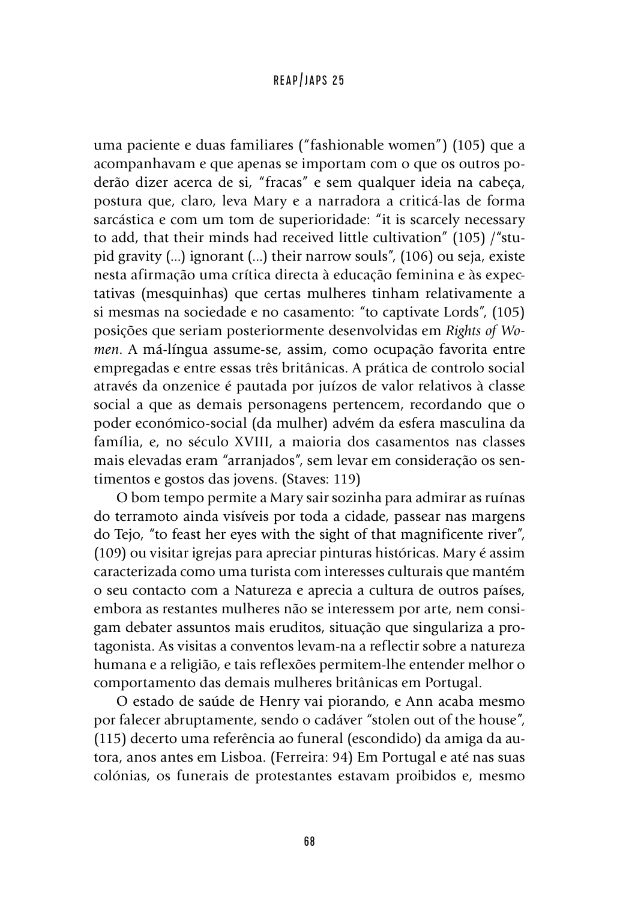uma paciente e duas familiares ("fashionable women") (105) que a acompanhavam e que apenas se importam com o que os outros poderão dizer acerca de si, "fracas" e sem qualquer ideia na cabeça, postura que, claro, leva Mary e a narradora a criticá-las de forma sarcástica e com um tom de superioridade: "it is scarcely necessary to add, that their minds had received little cultivation" (105) /"stupid gravity (...) ignorant (...) their narrow souls", (106) ou seja, existe nesta afirmação uma crítica directa à educação feminina e às expectativas (mesquinhas) que certas mulheres tinham relativamente a si mesmas na sociedade e no casamento: "to captivate Lords", (105) posições que seriam posteriormente desenvolvidas em *Rights of Women*. A má-língua assume-se, assim, como ocupação favorita entre empregadas e entre essas três britânicas. A prática de controlo social através da onzenice é pautada por juízos de valor relativos à classe social a que as demais personagens pertencem, recordando que o poder económico-social (da mulher) advém da esfera masculina da família, e, no século XVIII, a maioria dos casamentos nas classes mais elevadas eram "arranjados", sem levar em consideração os sentimentos e gostos das jovens. (Staves: 119)

O bom tempo permite a Mary sair sozinha para admirar as ruínas do terramoto ainda visíveis por toda a cidade, passear nas margens do Tejo, "to feast her eyes with the sight of that magnificente river", (109) ou visitar igrejas para apreciar pinturas históricas. Mary é assim caracterizada como uma turista com interesses culturais que mantém o seu contacto com a Natureza e aprecia a cultura de outros países, embora as restantes mulheres não se interessem por arte, nem consigam debater assuntos mais eruditos, situação que singulariza a protagonista. As visitas a conventos levam-na a reflectir sobre a natureza humana e a religião, e tais reflexões permitem-lhe entender melhor o comportamento das demais mulheres britânicas em Portugal.

O estado de saúde de Henry vai piorando, e Ann acaba mesmo por falecer abruptamente, sendo o cadáver "stolen out of the house", (115) decerto uma referência ao funeral (escondido) da amiga da autora, anos antes em Lisboa. (Ferreira: 94) Em Portugal e até nas suas colónias, os funerais de protestantes estavam proibidos e, mesmo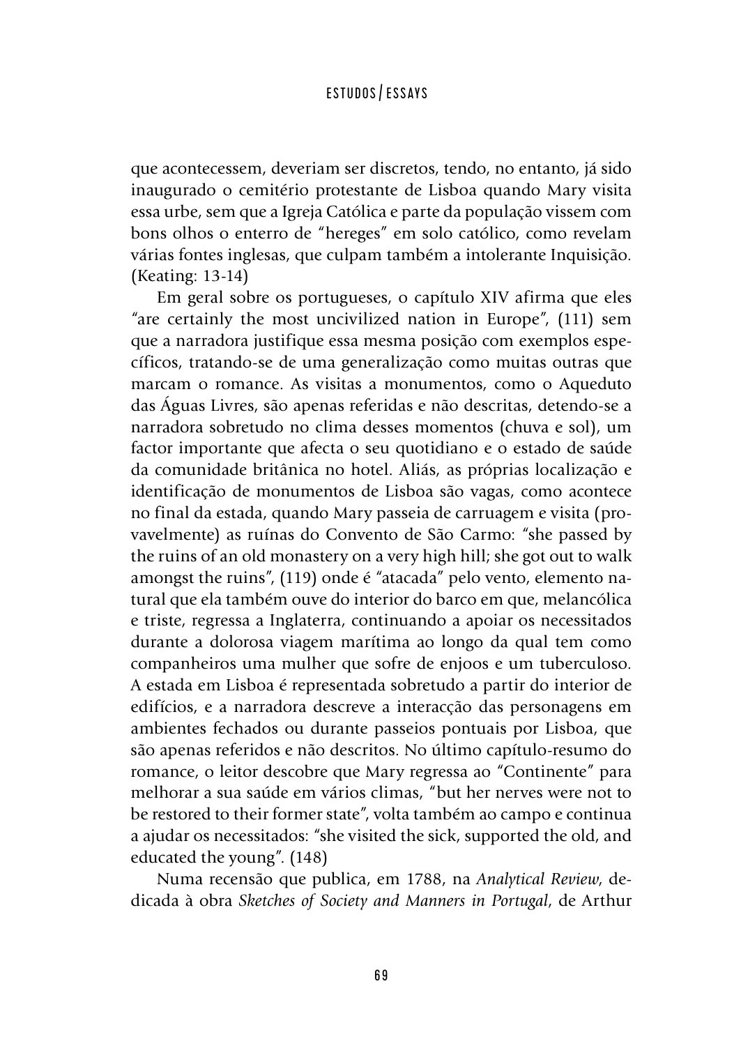que acontecessem, deveriam ser discretos, tendo, no entanto, já sido inaugurado o cemitério protestante de Lisboa quando Mary visita essa urbe, sem que a Igreja Católica e parte da população vissem com bons olhos o enterro de "hereges" em solo católico, como revelam várias fontes inglesas, que culpam também a intolerante Inquisição. (Keating: 13-14)

Em geral sobre os portugueses, o capítulo XIV afirma que eles "are certainly the most uncivilized nation in Europe", (111) sem que a narradora justifique essa mesma posição com exemplos específicos, tratando-se de uma generalização como muitas outras que marcam o romance. As visitas a monumentos, como o Aqueduto das Águas Livres, são apenas referidas e não descritas, detendo-se a narradora sobretudo no clima desses momentos (chuva e sol), um factor importante que afecta o seu quotidiano e o estado de saúde da comunidade britânica no hotel. Aliás, as próprias localização e identificação de monumentos de Lisboa são vagas, como acontece no final da estada, quando Mary passeia de carruagem e visita (provavelmente) as ruínas do Convento de São Carmo: "she passed by the ruins of an old monastery on a very high hill; she got out to walk amongst the ruins", (119) onde é "atacada" pelo vento, elemento natural que ela também ouve do interior do barco em que, melancólica e triste, regressa a Inglaterra, continuando a apoiar os necessitados durante a dolorosa viagem marítima ao longo da qual tem como companheiros uma mulher que sofre de enjoos e um tuberculoso. A estada em Lisboa é representada sobretudo a partir do interior de edifícios, e a narradora descreve a interacção das personagens em ambientes fechados ou durante passeios pontuais por Lisboa, que são apenas referidos e não descritos. No último capítulo-resumo do romance, o leitor descobre que Mary regressa ao "Continente" para melhorar a sua saúde em vários climas, "but her nerves were not to be restored to their former state", volta também ao campo e continua a ajudar os necessitados: "she visited the sick, supported the old, and educated the young". (148)

Numa recensão que publica, em 1788, na *Analytical Review*, dedicada à obra *Sketches of Society and Manners in Portugal*, de Arthur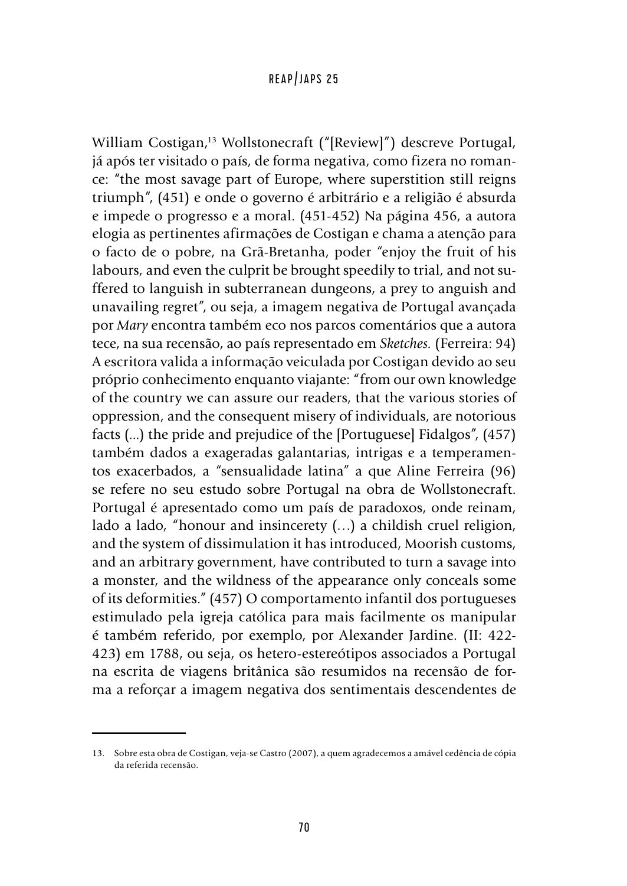William Costigan,[13] Wollstonecraft ("[Review]") descreve Portugal, já após ter visitado o país, de forma negativa, como fizera no romance: "the most savage part of Europe, where superstition still reigns triumph", (451) e onde o governo é arbitrário e a religião é absurda e impede o progresso e a moral. (451-452) Na página 456, a autora elogia as pertinentes afirmações de Costigan e chama a atenção para o facto de o pobre, na Grã-Bretanha, poder "enjoy the fruit of his labours, and even the culprit be brought speedily to trial, and not suffered to languish in subterranean dungeons, a prey to anguish and unavailing regret", ou seja, a imagem negativa de Portugal avançada por *Mary* encontra também eco nos parcos comentários que a autora tece, na sua recensão, ao país representado em *Sketches.* (Ferreira: 94) A escritora valida a informação veiculada por Costigan devido ao seu próprio conhecimento enquanto viajante: "from our own knowledge of the country we can assure our readers, that the various stories of oppression, and the consequent misery of individuals, are notorious facts (...) the pride and prejudice of the [Portuguese] Fidalgos", (457) também dados a exageradas galantarias, intrigas e a temperamentos exacerbados, a "sensualidade latina" a que Aline Ferreira (96) se refere no seu estudo sobre Portugal na obra de Wollstonecraft. Portugal é apresentado como um país de paradoxos, onde reinam, lado a lado, "honour and insincerety (…) a childish cruel religion, and the system of dissimulation it has introduced, Moorish customs, and an arbitrary government, have contributed to turn a savage into a monster, and the wildness of the appearance only conceals some of its deformities." (457) O comportamento infantil dos portugueses estimulado pela igreja católica para mais facilmente os manipular é também referido, por exemplo, por Alexander Jardine. (II: 422-423) em 1788, ou seja, os hetero-estereótipos associados a Portugal na escrita de viagens britânica são resumidos na recensão de forma a reforçar a imagem negativa dos sentimentais descendentes de

---

13. Sobre esta obra de Costigan, veja-se Castro (2007), a quem agradecemos a amável cedência de cópia da referida recensão.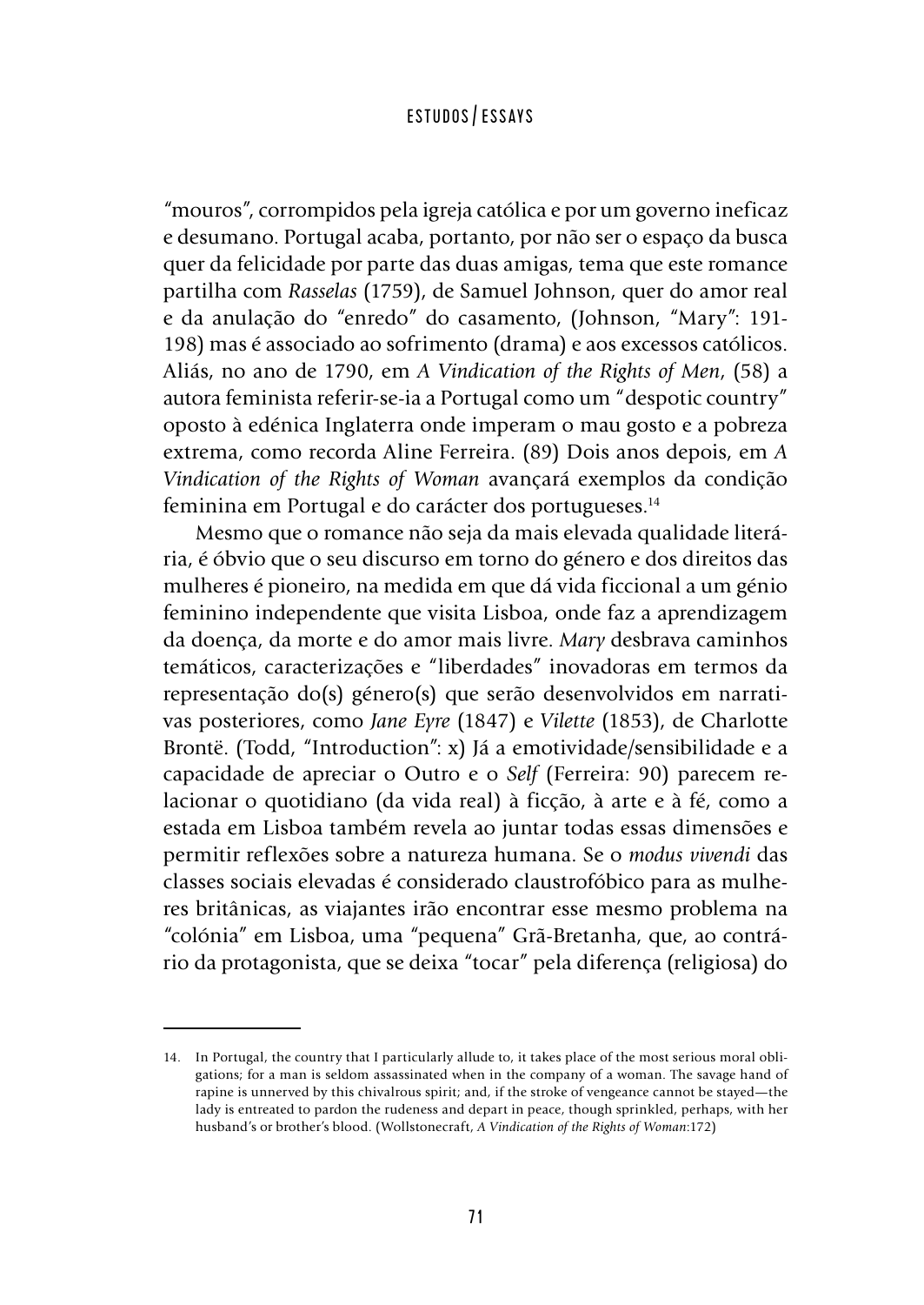"mouros", corrompidos pela igreja católica e por um governo ineficaz e desumano. Portugal acaba, portanto, por não ser o espaço da busca quer da felicidade por parte das duas amigas, tema que este romance partilha com *Rasselas* (1759), de Samuel Johnson, quer do amor real e da anulação do "enredo" do casamento, (Johnson, "Mary": 191-198) mas é associado ao sofrimento (drama) e aos excessos católicos. Aliás, no ano de 1790, em *A Vindication of the Rights of Men*, (58) a autora feminista referir-se-ia a Portugal como um "despotic country" oposto à edénica Inglaterra onde imperam o mau gosto e a pobreza extrema, como recorda Aline Ferreira. (89) Dois anos depois, em *A Vindication of the Rights of Woman* avançará exemplos da condição feminina em Portugal e do carácter dos portugueses.[14]

Mesmo que o romance não seja da mais elevada qualidade literária, é óbvio que o seu discurso em torno do género e dos direitos das mulheres é pioneiro, na medida em que dá vida ficcional a um génio feminino independente que visita Lisboa, onde faz a aprendizagem da doença, da morte e do amor mais livre. *Mary* desbrava caminhos temáticos, caracterizações e "liberdades" inovadoras em termos da representação do(s) género(s) que serão desenvolvidos em narrativas posteriores, como *Jane Eyre* (1847) e *Vilette* (1853), de Charlotte Brontë. (Todd, "Introduction": x) Já a emotividade/sensibilidade e a capacidade de apreciar o Outro e o *Self* (Ferreira: 90) parecem relacionar o quotidiano (da vida real) à ficção, à arte e à fé, como a estada em Lisboa também revela ao juntar todas essas dimensões e permitir reflexões sobre a natureza humana. Se o *modus vivendi* das classes sociais elevadas é considerado claustrofóbico para as mulheres britânicas, as viajantes irão encontrar esse mesmo problema na "colónia" em Lisboa, uma "pequena" Grã-Bretanha, que, ao contrário da protagonista, que se deixa "tocar" pela diferença (religiosa) do

---

14. In Portugal, the country that I particularly allude to, it takes place of the most serious moral obligations; for a man is seldom assassinated when in the company of a woman. The savage hand of rapine is unnerved by this chivalrous spirit; and, if the stroke of vengeance cannot be stayed—the lady is entreated to pardon the rudeness and depart in peace, though sprinkled, perhaps, with her husband's or brother's blood. (Wollstonecraft, *A Vindication of the Rights of Woman*:172)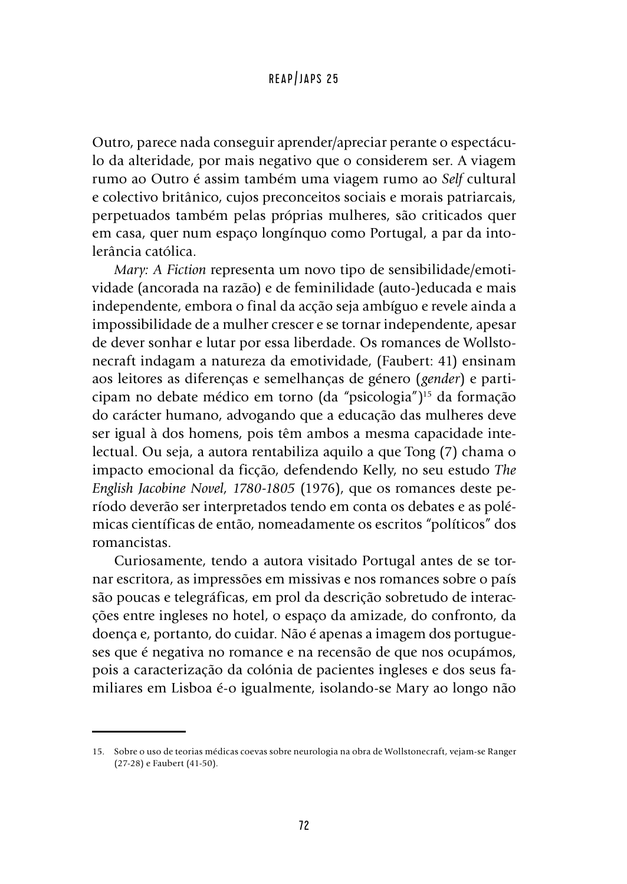Outro, parece nada conseguir aprender/apreciar perante o espectáculo da alteridade, por mais negativo que o considerem ser. A viagem rumo ao Outro é assim também uma viagem rumo ao *Self* cultural e colectivo britânico, cujos preconceitos sociais e morais patriarcais, perpetuados também pelas próprias mulheres, são criticados quer em casa, quer num espaço longínquo como Portugal, a par da intolerância católica.

*Mary: A Fiction* representa um novo tipo de sensibilidade/emotividade (ancorada na razão) e de feminilidade (auto-)educada e mais independente, embora o final da acção seja ambíguo e revele ainda a impossibilidade de a mulher crescer e se tornar independente, apesar de dever sonhar e lutar por essa liberdade. Os romances de Wollstonecraft indagam a natureza da emotividade, (Faubert: 41) ensinam aos leitores as diferenças e semelhanças de género (*gender*) e participam no debate médico em torno (da "psicologia")[15] da formação do carácter humano, advogando que a educação das mulheres deve ser igual à dos homens, pois têm ambos a mesma capacidade intelectual. Ou seja, a autora rentabiliza aquilo a que Tong (7) chama o impacto emocional da ficção, defendendo Kelly, no seu estudo *The English Jacobine Novel, 1780-1805* (1976), que os romances deste período deverão ser interpretados tendo em conta os debates e as polémicas científicas de então, nomeadamente os escritos "políticos" dos romancistas.

Curiosamente, tendo a autora visitado Portugal antes de se tornar escritora, as impressões em missivas e nos romances sobre o país são poucas e telegráficas, em prol da descrição sobretudo de interacções entre ingleses no hotel, o espaço da amizade, do confronto, da doença e, portanto, do cuidar. Não é apenas a imagem dos portugueses que é negativa no romance e na recensão de que nos ocupámos, pois a caracterização da colónia de pacientes ingleses e dos seus familiares em Lisboa é-o igualmente, isolando-se Mary ao longo não

---

15. Sobre o uso de teorias médicas coevas sobre neurologia na obra de Wollstonecraft, vejam-se Ranger (27-28) e Faubert (41-50).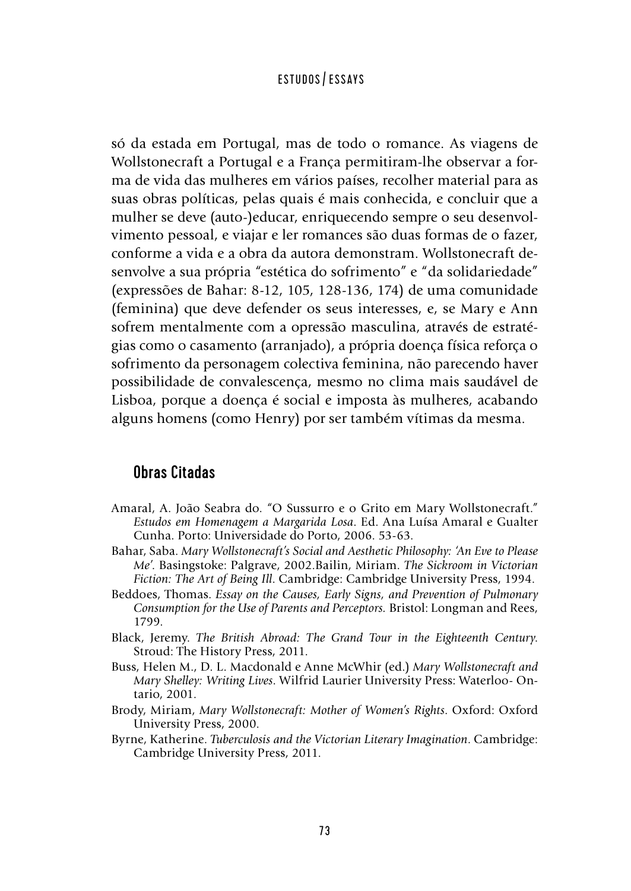só da estada em Portugal, mas de todo o romance. As viagens de Wollstonecraft a Portugal e a França permitiram-lhe observar a forma de vida das mulheres em vários países, recolher material para as suas obras políticas, pelas quais é mais conhecida, e concluir que a mulher se deve (auto-)educar, enriquecendo sempre o seu desenvolvimento pessoal, e viajar e ler romances são duas formas de o fazer, conforme a vida e a obra da autora demonstram. Wollstonecraft desenvolve a sua própria "estética do sofrimento" e "da solidariedade" (expressões de Bahar: 8-12, 105, 128-136, 174) de uma comunidade (feminina) que deve defender os seus interesses, e, se Mary e Ann sofrem mentalmente com a opressão masculina, através de estratégias como o casamento (arranjado), a própria doença física reforça o sofrimento da personagem colectiva feminina, não parecendo haver possibilidade de convalescença, mesmo no clima mais saudável de Lisboa, porque a doença é social e imposta às mulheres, acabando alguns homens (como Henry) por ser também vítimas da mesma.

## Obras Citadas

Amaral, A. João Seabra do. "O Sussurro e o Grito em Mary Wollstonecraft." *Estudos em Homenagem a Margarida Losa*. Ed. Ana Luísa Amaral e Gualter Cunha. Porto: Universidade do Porto, 2006. 53-63.

Bahar, Saba. *Mary Wollstonecraft's Social and Aesthetic Philosophy: 'An Eve to Please Me'*. Basingstoke: Palgrave, 2002.Bailin, Miriam. *The Sickroom in Victorian Fiction: The Art of Being Ill*. Cambridge: Cambridge University Press, 1994.

Beddoes, Thomas. *Essay on the Causes, Early Signs, and Prevention of Pulmonary Consumption for the Use of Parents and Perceptors.* Bristol: Longman and Rees, 1799.

Black, Jeremy. *The British Abroad: The Grand Tour in the Eighteenth Century.* Stroud: The History Press, 2011.

Buss, Helen M., D. L. Macdonald e Anne McWhir (ed.) *Mary Wollstonecraft and Mary Shelley: Writing Lives*. Wilfrid Laurier University Press: Waterloo- Ontario, 2001.

Brody, Miriam, *Mary Wollstonecraft: Mother of Women's Rights*. Oxford: Oxford University Press, 2000.

Byrne, Katherine. *Tuberculosis and the Victorian Literary Imagination*. Cambridge: Cambridge University Press, 2011.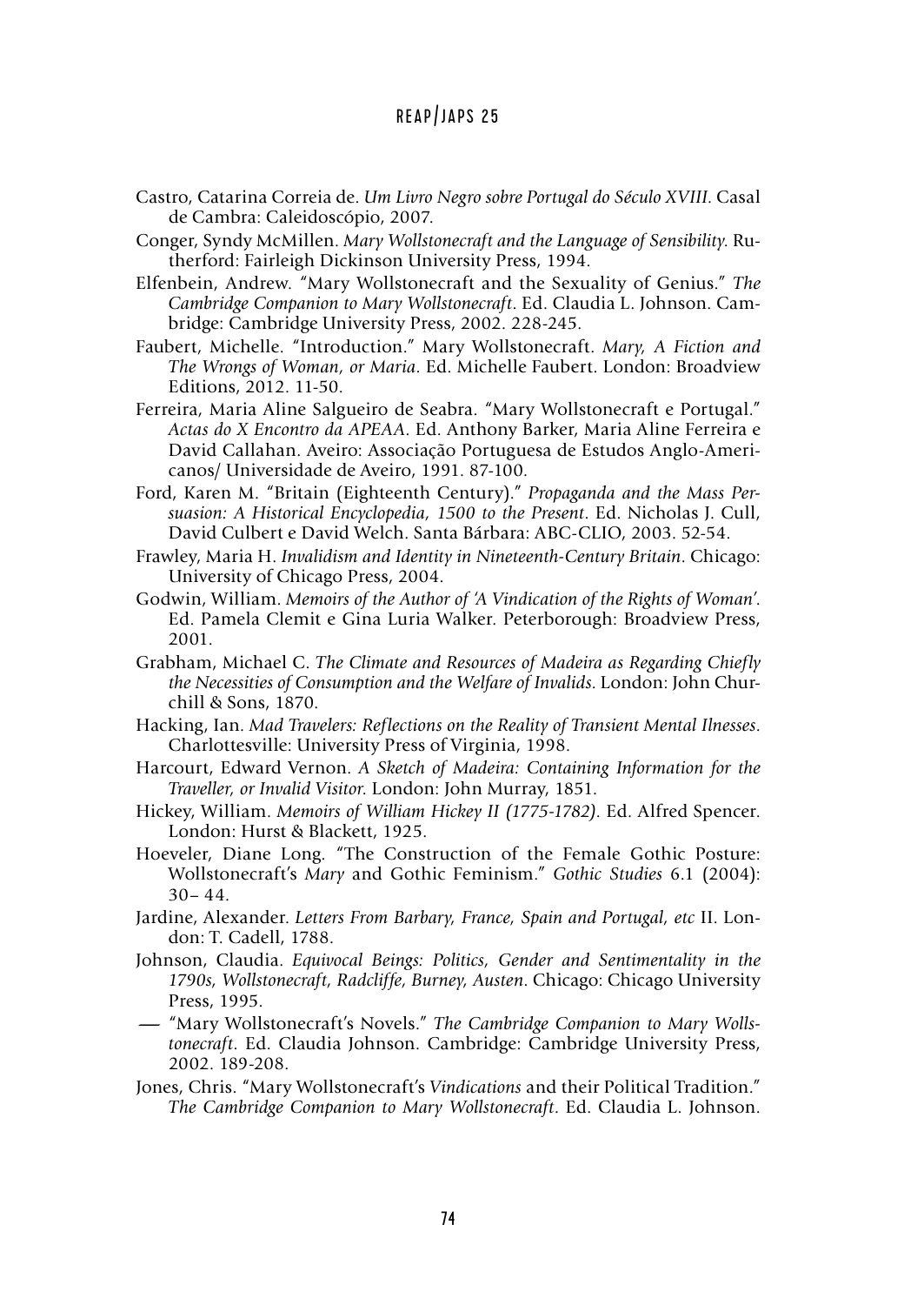Castro, Catarina Correia de. *Um Livro Negro sobre Portugal do Século XVIII*. Casal de Cambra: Caleidoscópio, 2007.

Conger, Syndy McMillen. *Mary Wollstonecraft and the Language of Sensibility*. Rutherford: Fairleigh Dickinson University Press, 1994.

Elfenbein, Andrew. "Mary Wollstonecraft and the Sexuality of Genius." *The Cambridge Companion to Mary Wollstonecraft*. Ed. Claudia L. Johnson. Cambridge: Cambridge University Press, 2002. 228-245.

Faubert, Michelle. "Introduction." Mary Wollstonecraft. *Mary, A Fiction and The Wrongs of Woman, or Maria*. Ed. Michelle Faubert. London: Broadview Editions, 2012. 11-50.

Ferreira, Maria Aline Salgueiro de Seabra. "Mary Wollstonecraft e Portugal." *Actas do X Encontro da APEAA*. Ed. Anthony Barker, Maria Aline Ferreira e David Callahan. Aveiro: Associação Portuguesa de Estudos Anglo-Americanos/ Universidade de Aveiro, 1991. 87-100.

Ford, Karen M. "Britain (Eighteenth Century)." *Propaganda and the Mass Persuasion: A Historical Encyclopedia, 1500 to the Present*. Ed. Nicholas J. Cull, David Culbert e David Welch. Santa Bárbara: ABC-CLIO, 2003. 52-54.

Frawley, Maria H. *Invalidism and Identity in Nineteenth-Century Britain*. Chicago: University of Chicago Press, 2004.

Godwin, William. *Memoirs of the Author of 'A Vindication of the Rights of Woman'*. Ed. Pamela Clemit e Gina Luria Walker. Peterborough: Broadview Press, 2001.

Grabham, Michael C. *The Climate and Resources of Madeira as Regarding Chiefly the Necessities of Consumption and the Welfare of Invalids*. London: John Churchill & Sons, 1870.

Hacking, Ian. *Mad Travelers: Reflections on the Reality of Transient Mental Ilnesses*. Charlottesville: University Press of Virginia, 1998.

Harcourt, Edward Vernon. *A Sketch of Madeira: Containing Information for the Traveller, or Invalid Visitor*. London: John Murray, 1851.

Hickey, William. *Memoirs of William Hickey II (1775-1782)*. Ed. Alfred Spencer. London: Hurst & Blackett, 1925.

Hoeveler, Diane Long. "The Construction of the Female Gothic Posture: Wollstonecraft's *Mary* and Gothic Feminism." *Gothic Studies* 6.1 (2004): 30– 44.

Jardine, Alexander. *Letters From Barbary, France, Spain and Portugal, etc* II. London: T. Cadell, 1788.

Johnson, Claudia. *Equivocal Beings: Politics, Gender and Sentimentality in the 1790s, Wollstonecraft, Radcliffe, Burney, Austen*. Chicago: Chicago University Press, 1995.

— "Mary Wollstonecraft's Novels." *The Cambridge Companion to Mary Wollstonecraft*. Ed. Claudia Johnson. Cambridge: Cambridge University Press, 2002. 189-208.

Jones, Chris. "Mary Wollstonecraft's *Vindications* and their Political Tradition." *The Cambridge Companion to Mary Wollstonecraft*. Ed. Claudia L. Johnson.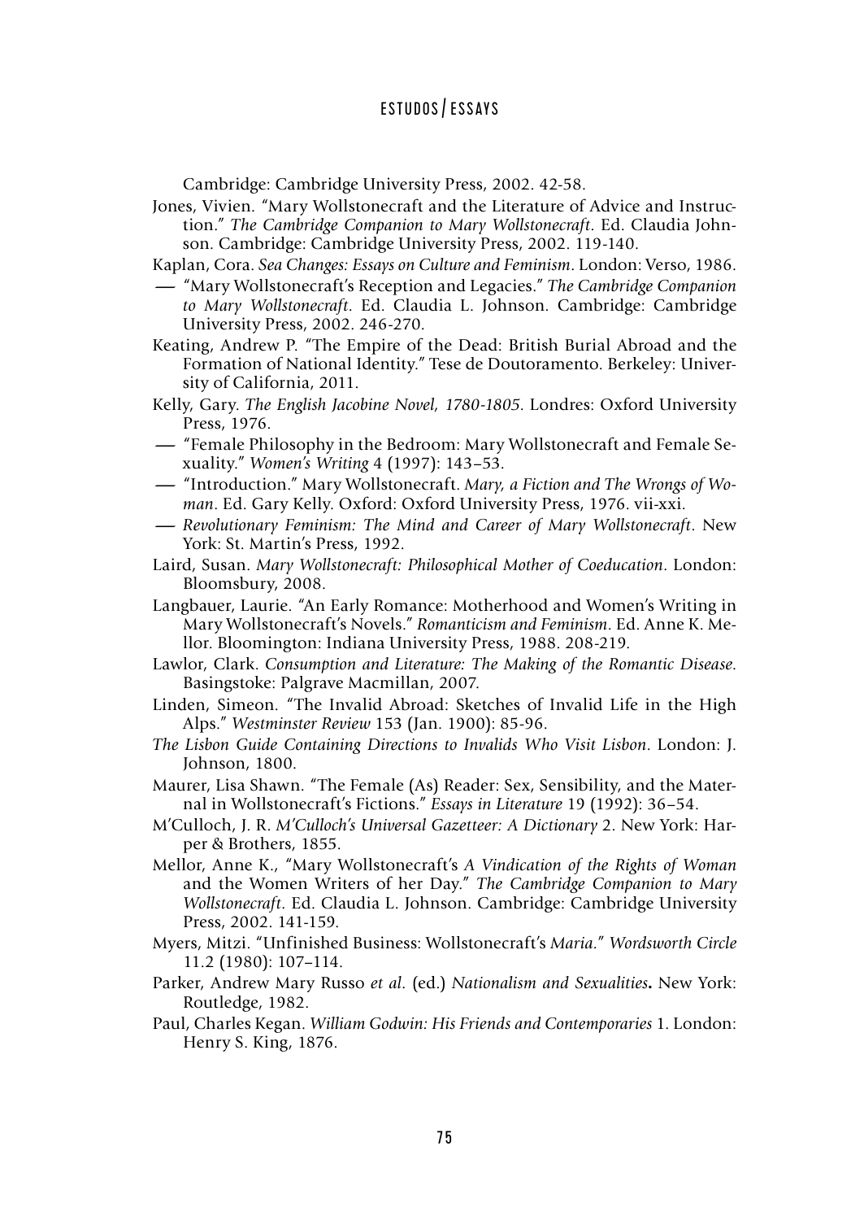Cambridge: Cambridge University Press, 2002. 42-58.

Jones, Vivien. "Mary Wollstonecraft and the Literature of Advice and Instruction." *The Cambridge Companion to Mary Wollstonecraft*. Ed. Claudia Johnson. Cambridge: Cambridge University Press, 2002. 119-140.

Kaplan, Cora. *Sea Changes: Essays on Culture and Feminism*. London: Verso, 1986.

— "Mary Wollstonecraft's Reception and Legacies." *The Cambridge Companion to Mary Wollstonecraft*. Ed. Claudia L. Johnson. Cambridge: Cambridge University Press, 2002. 246-270.

Keating, Andrew P. "The Empire of the Dead: British Burial Abroad and the Formation of National Identity." Tese de Doutoramento. Berkeley: University of California, 2011.

Kelly, Gary. *The English Jacobine Novel, 1780-1805*. Londres: Oxford University Press, 1976.

— "Female Philosophy in the Bedroom: Mary Wollstonecraft and Female Sexuality." *Women's Writing* 4 (1997): 143–53.

— "Introduction." Mary Wollstonecraft. *Mary, a Fiction and The Wrongs of Woman*. Ed. Gary Kelly. Oxford: Oxford University Press, 1976. vii-xxi.

— *Revolutionary Feminism: The Mind and Career of Mary Wollstonecraft*. New York: St. Martin's Press, 1992.

Laird, Susan. *Mary Wollstonecraft: Philosophical Mother of Coeducation*. London: Bloomsbury, 2008.

Langbauer, Laurie. "An Early Romance: Motherhood and Women's Writing in Mary Wollstonecraft's Novels." *Romanticism and Feminism*. Ed. Anne K. Mellor. Bloomington: Indiana University Press, 1988. 208-219.

Lawlor, Clark. *Consumption and Literature: The Making of the Romantic Disease*. Basingstoke: Palgrave Macmillan, 2007.

Linden, Simeon. "The Invalid Abroad: Sketches of Invalid Life in the High Alps." *Westminster Review* 153 (Jan. 1900): 85-96.

*The Lisbon Guide Containing Directions to Invalids Who Visit Lisbon*. London: J. Johnson, 1800.

Maurer, Lisa Shawn. "The Female (As) Reader: Sex, Sensibility, and the Maternal in Wollstonecraft's Fictions." *Essays in Literature* 19 (1992): 36–54.

M'Culloch, J. R. *M'Culloch's Universal Gazetteer: A Dictionary* 2. New York: Harper & Brothers, 1855.

Mellor, Anne K., "Mary Wollstonecraft's *A Vindication of the Rights of Woman* and the Women Writers of her Day." *The Cambridge Companion to Mary Wollstonecraft*. Ed. Claudia L. Johnson. Cambridge: Cambridge University Press, 2002. 141-159.

Myers, Mitzi. "Unfinished Business: Wollstonecraft's *Maria*." *Wordsworth Circle* 11.2 (1980): 107–114.

Parker, Andrew Mary Russo *et al.* (ed.) *Nationalism and Sexualities***.** New York: Routledge, 1982.

Paul, Charles Kegan. *William Godwin: His Friends and Contemporaries* 1. London: Henry S. King, 1876.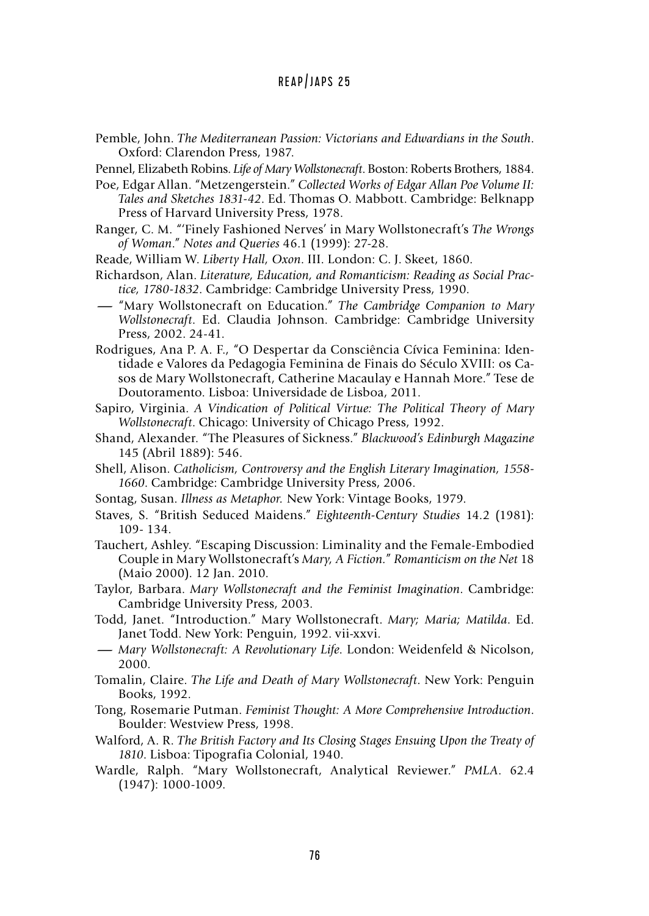Pemble, John. *The Mediterranean Passion: Victorians and Edwardians in the South*. Oxford: Clarendon Press, 1987.

Pennel, Elizabeth Robins. *Life of Mary Wollstonecraft*. Boston: Roberts Brothers, 1884.

Poe, Edgar Allan. "Metzengerstein." *Collected Works of Edgar Allan Poe Volume II: Tales and Sketches 1831-42*. Ed. Thomas O. Mabbott. Cambridge: Belknapp Press of Harvard University Press, 1978.

Ranger, C. M. "'Finely Fashioned Nerves' in Mary Wollstonecraft's *The Wrongs of Woman*." *Notes and Queries* 46.1 (1999): 27-28.

Reade, William W. *Liberty Hall, Oxon*. III. London: C. J. Skeet, 1860.

Richardson, Alan. *Literature, Education, and Romanticism: Reading as Social Practice, 1780-1832*. Cambridge: Cambridge University Press, 1990.

— "Mary Wollstonecraft on Education." *The Cambridge Companion to Mary Wollstonecraft*. Ed. Claudia Johnson. Cambridge: Cambridge University Press, 2002. 24-41.

Rodrigues, Ana P. A. F., "O Despertar da Consciência Cívica Feminina: Identidade e Valores da Pedagogia Feminina de Finais do Século XVIII: os Casos de Mary Wollstonecraft, Catherine Macaulay e Hannah More." Tese de Doutoramento. Lisboa: Universidade de Lisboa, 2011.

Sapiro, Virginia. *A Vindication of Political Virtue: The Political Theory of Mary Wollstonecraft*. Chicago: University of Chicago Press, 1992.

Shand, Alexander. "The Pleasures of Sickness." *Blackwood's Edinburgh Magazine* 145 (Abril 1889): 546.

Shell, Alison. *Catholicism, Controversy and the English Literary Imagination, 1558-1660*. Cambridge: Cambridge University Press, 2006.

Sontag, Susan. *Illness as Metaphor.* New York: Vintage Books, 1979.

Staves, S. "British Seduced Maidens." *Eighteenth-Century Studies* 14.2 (1981): 109- 134.

Tauchert, Ashley. "Escaping Discussion: Liminality and the Female-Embodied Couple in Mary Wollstonecraft's *Mary, A Fiction*." *Romanticism on the Net* 18 (Maio 2000). 12 Jan. 2010.

Taylor, Barbara. *Mary Wollstonecraft and the Feminist Imagination*. Cambridge: Cambridge University Press, 2003.

Todd, Janet. "Introduction." Mary Wollstonecraft. *Mary; Maria; Matilda*. Ed. Janet Todd. New York: Penguin, 1992. vii-xxvi.

— *Mary Wollstonecraft: A Revolutionary Life.* London: Weidenfeld & Nicolson, 2000.

Tomalin, Claire. *The Life and Death of Mary Wollstonecraft*. New York: Penguin Books, 1992.

Tong, Rosemarie Putman. *Feminist Thought: A More Comprehensive Introduction*. Boulder: Westview Press, 1998.

Walford, A. R. *The British Factory and Its Closing Stages Ensuing Upon the Treaty of 1810*. Lisboa: Tipografia Colonial, 1940.

Wardle, Ralph. "Mary Wollstonecraft, Analytical Reviewer." *PMLA*. 62.4 (1947): 1000-1009.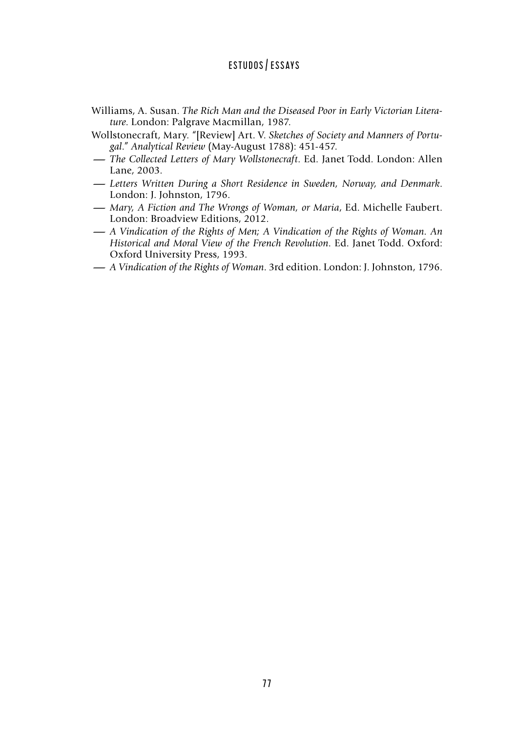Williams, A. Susan. *The Rich Man and the Diseased Poor in Early Victorian Literature*. London: Palgrave Macmillan, 1987.

Wollstonecraft, Mary. "[Review] Art. V. *Sketches of Society and Manners of Portugal*." *Analytical Review* (May-August 1788): 451-457.

— *The Collected Letters of Mary Wollstonecraft*. Ed. Janet Todd. London: Allen Lane, 2003.

— *Letters Written During a Short Residence in Sweden, Norway, and Denmark*. London: J. Johnston, 1796.

— *Mary, A Fiction and The Wrongs of Woman, or Maria*, Ed. Michelle Faubert. London: Broadview Editions, 2012.

— *A Vindication of the Rights of Men; A Vindication of the Rights of Woman. An Historical and Moral View of the French Revolution*. Ed. Janet Todd. Oxford: Oxford University Press, 1993.

— *A Vindication of the Rights of Woman*. 3rd edition. London: J. Johnston, 1796.